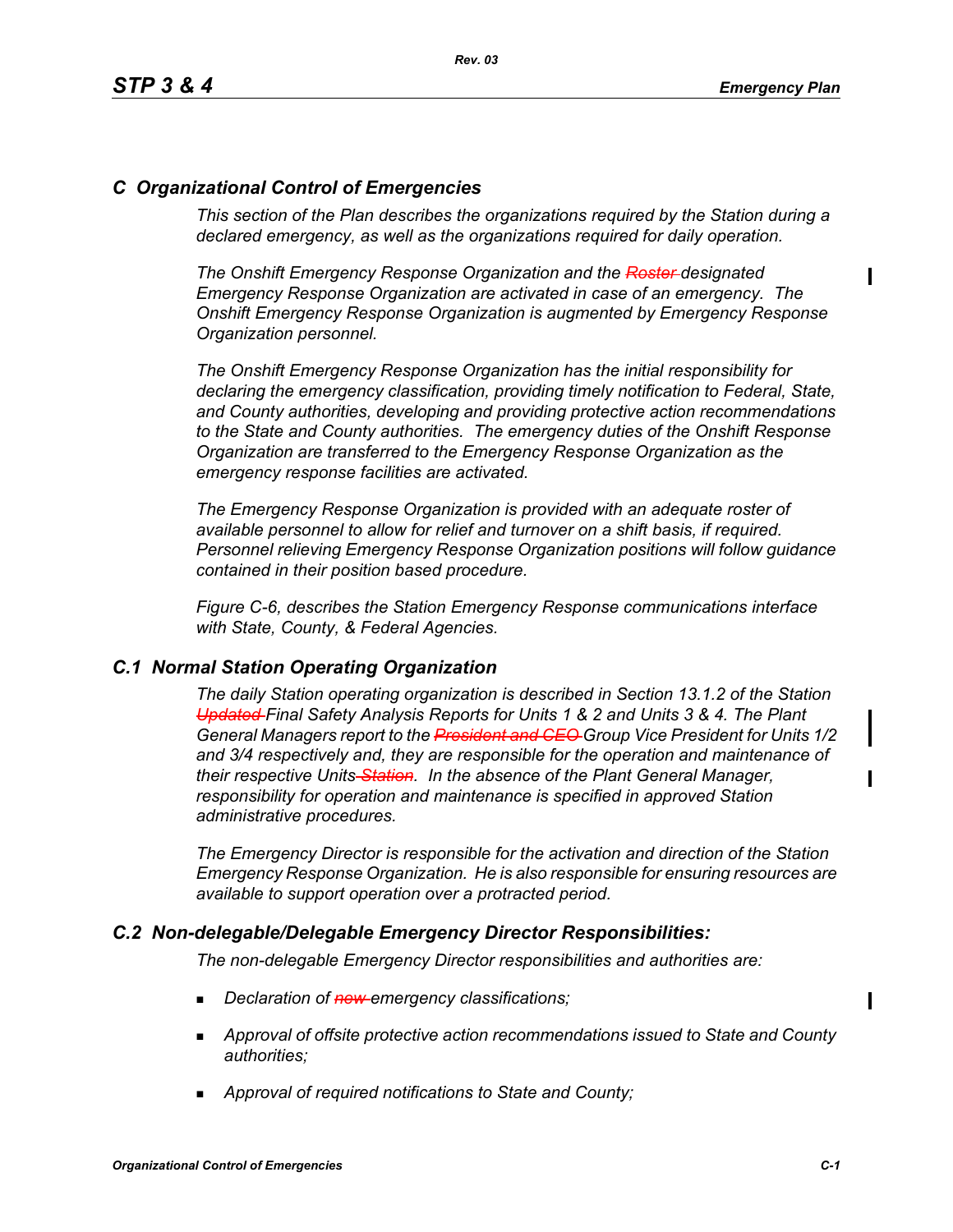# C Organizational Control of Emergencies

*This section of the Plan describes the organizations required by the Station during a declared emergency, as well as the organizations required for daily operation.*

*The Onshift Emergency Response Organization and the ~~Roster~~ designated Emergency Response Organization are activated in case of an emergency. The Onshift Emergency Response Organization is augmented by Emergency Response Organization personnel.*

*The Onshift Emergency Response Organization has the initial responsibility for declaring the emergency classification, providing timely notification to Federal, State, and County authorities, developing and providing protective action recommendations to the State and County authorities. The emergency duties of the Onshift Response Organization are transferred to the Emergency Response Organization as the emergency response facilities are activated.*

*The Emergency Response Organization is provided with an adequate roster of available personnel to allow for relief and turnover on a shift basis, if required. Personnel relieving Emergency Response Organization positions will follow guidance contained in their position based procedure.*

*Figure C-6, describes the Station Emergency Response communications interface with State, County, & Federal Agencies.*

## C.1 Normal Station Operating Organization

*The daily Station operating organization is described in Section 13.1.2 of the Station ~~Updated~~ Final Safety Analysis Reports for Units 1 & 2 and Units 3 & 4. The Plant General Managers report to the ~~President and CEO~~ Group Vice President for Units 1/2 and 3/4 respectively and, they are responsible for the operation and maintenance of their respective Units ~~Station~~. In the absence of the Plant General Manager, responsibility for operation and maintenance is specified in approved Station administrative procedures.*

*The Emergency Director is responsible for the activation and direction of the Station Emergency Response Organization. He is also responsible for ensuring resources are available to support operation over a protracted period.*

## C.2 Non-delegable/Delegable Emergency Director Responsibilities:

*The non-delegable Emergency Director responsibilities and authorities are:*

- *Declaration of ~~new~~ emergency classifications;*
- *Approval of offsite protective action recommendations issued to State and County authorities;*
- *Approval of required notifications to State and County;*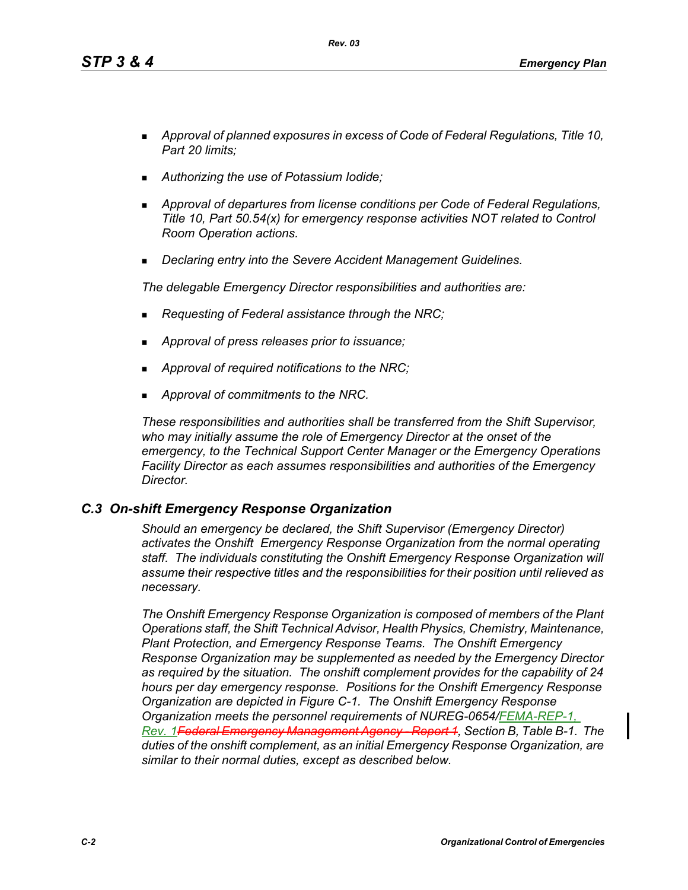- *Approval of planned exposures in excess of Code of Federal Regulations, Title 10, Part 20 limits;*
- *Authorizing the use of Potassium Iodide;*
- *Approval of departures from license conditions per Code of Federal Regulations, Title 10, Part 50.54(x) for emergency response activities NOT related to Control Room Operation actions.*
- *Declaring entry into the Severe Accident Management Guidelines.*

*The delegable Emergency Director responsibilities and authorities are:*

- *Requesting of Federal assistance through the NRC;*
- *Approval of press releases prior to issuance;*
- *Approval of required notifications to the NRC;*
- *Approval of commitments to the NRC.*

*These responsibilities and authorities shall be transferred from the Shift Supervisor, who may initially assume the role of Emergency Director at the onset of the emergency, to the Technical Support Center Manager or the Emergency Operations Facility Director as each assumes responsibilities and authorities of the Emergency Director.*

## *C.3 On-shift Emergency Response Organization*

*Should an emergency be declared, the Shift Supervisor (Emergency Director) activates the Onshift Emergency Response Organization from the normal operating staff. The individuals constituting the Onshift Emergency Response Organization will assume their respective titles and the responsibilities for their position until relieved as necessary.*

*The Onshift Emergency Response Organization is composed of members of the Plant Operations staff, the Shift Technical Advisor, Health Physics, Chemistry, Maintenance, Plant Protection, and Emergency Response Teams. The Onshift Emergency Response Organization may be supplemented as needed by the Emergency Director as required by the situation. The onshift complement provides for the capability of 24 hours per day emergency response. Positions for the Onshift Emergency Response Organization are depicted in Figure C-1. The Onshift Emergency Response Organization meets the personnel requirements of NUREG-0654/FEMA-REP-1, Rev. 1~~Federal Emergency Management Agency - Report 1~~, Section B, Table B-1. The duties of the onshift complement, as an initial Emergency Response Organization, are similar to their normal duties, except as described below.*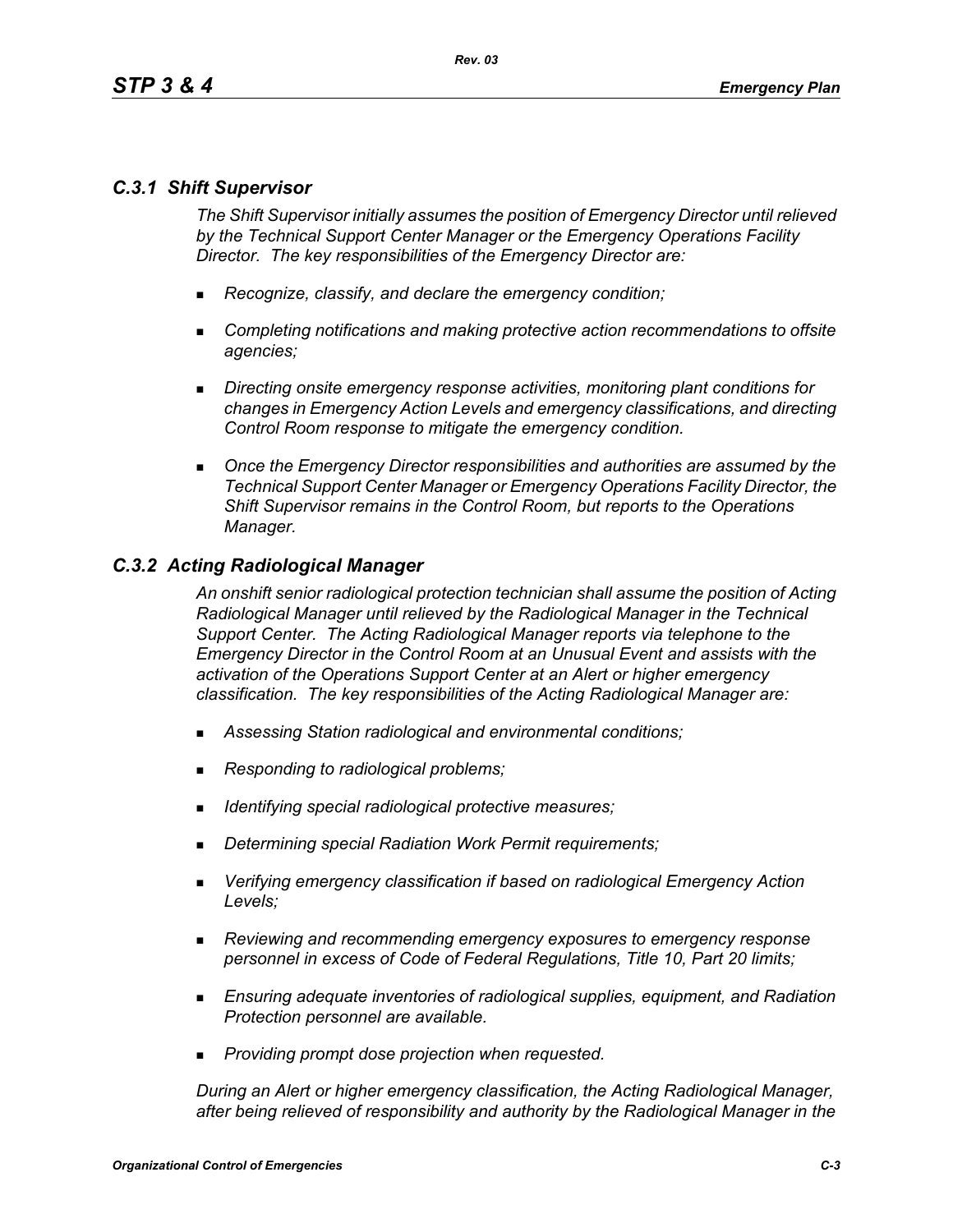### *C.3.1 Shift Supervisor*

*The Shift Supervisor initially assumes the position of Emergency Director until relieved by the Technical Support Center Manager or the Emergency Operations Facility Director. The key responsibilities of the Emergency Director are:*

- *Recognize, classify, and declare the emergency condition;*
- *Completing notifications and making protective action recommendations to offsite agencies;*
- *Directing onsite emergency response activities, monitoring plant conditions for changes in Emergency Action Levels and emergency classifications, and directing Control Room response to mitigate the emergency condition.*
- *Once the Emergency Director responsibilities and authorities are assumed by the Technical Support Center Manager or Emergency Operations Facility Director, the Shift Supervisor remains in the Control Room, but reports to the Operations Manager.*

### *C.3.2 Acting Radiological Manager*

*An onshift senior radiological protection technician shall assume the position of Acting Radiological Manager until relieved by the Radiological Manager in the Technical Support Center. The Acting Radiological Manager reports via telephone to the Emergency Director in the Control Room at an Unusual Event and assists with the activation of the Operations Support Center at an Alert or higher emergency classification. The key responsibilities of the Acting Radiological Manager are:*

- *Assessing Station radiological and environmental conditions;*
- *Responding to radiological problems;*
- *Identifying special radiological protective measures;*
- *Determining special Radiation Work Permit requirements;*
- *Verifying emergency classification if based on radiological Emergency Action Levels;*
- *Reviewing and recommending emergency exposures to emergency response personnel in excess of Code of Federal Regulations, Title 10, Part 20 limits;*
- *Ensuring adequate inventories of radiological supplies, equipment, and Radiation Protection personnel are available.*
- *Providing prompt dose projection when requested.*

*During an Alert or higher emergency classification, the Acting Radiological Manager, after being relieved of responsibility and authority by the Radiological Manager in the*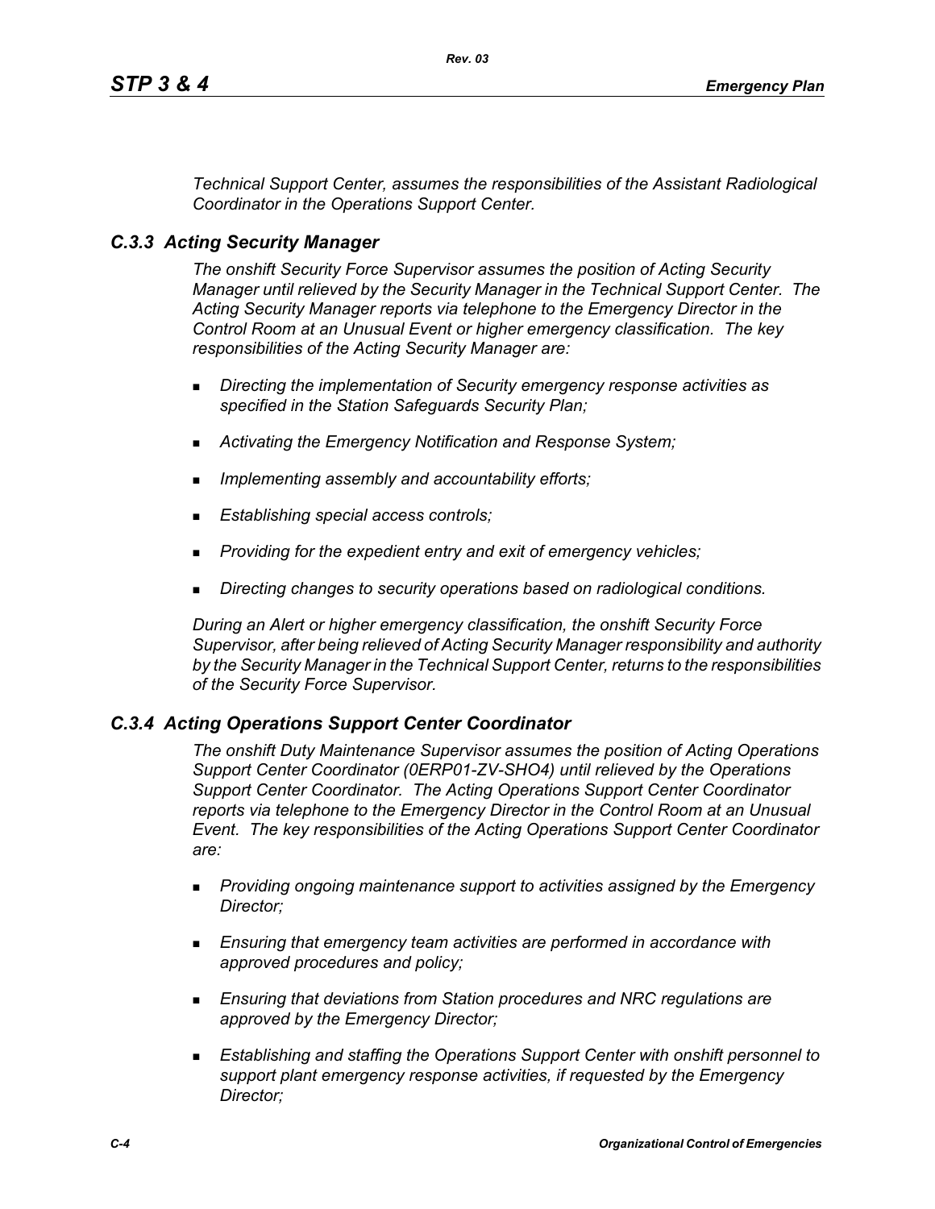*Technical Support Center, assumes the responsibilities of the Assistant Radiological Coordinator in the Operations Support Center.*

### *C.3.3 Acting Security Manager*

*The onshift Security Force Supervisor assumes the position of Acting Security Manager until relieved by the Security Manager in the Technical Support Center. The Acting Security Manager reports via telephone to the Emergency Director in the Control Room at an Unusual Event or higher emergency classification. The key responsibilities of the Acting Security Manager are:*

- *Directing the implementation of Security emergency response activities as specified in the Station Safeguards Security Plan;*
- *Activating the Emergency Notification and Response System;*
- *Implementing assembly and accountability efforts;*
- *Establishing special access controls;*
- *Providing for the expedient entry and exit of emergency vehicles;*
- *Directing changes to security operations based on radiological conditions.*

*During an Alert or higher emergency classification, the onshift Security Force Supervisor, after being relieved of Acting Security Manager responsibility and authority by the Security Manager in the Technical Support Center, returns to the responsibilities of the Security Force Supervisor.*

### *C.3.4 Acting Operations Support Center Coordinator*

*The onshift Duty Maintenance Supervisor assumes the position of Acting Operations Support Center Coordinator (0ERP01-ZV-SHO4) until relieved by the Operations Support Center Coordinator. The Acting Operations Support Center Coordinator reports via telephone to the Emergency Director in the Control Room at an Unusual Event. The key responsibilities of the Acting Operations Support Center Coordinator are:*

- *Providing ongoing maintenance support to activities assigned by the Emergency Director;*
- *Ensuring that emergency team activities are performed in accordance with approved procedures and policy;*
- *Ensuring that deviations from Station procedures and NRC regulations are approved by the Emergency Director;*
- *Establishing and staffing the Operations Support Center with onshift personnel to support plant emergency response activities, if requested by the Emergency Director;*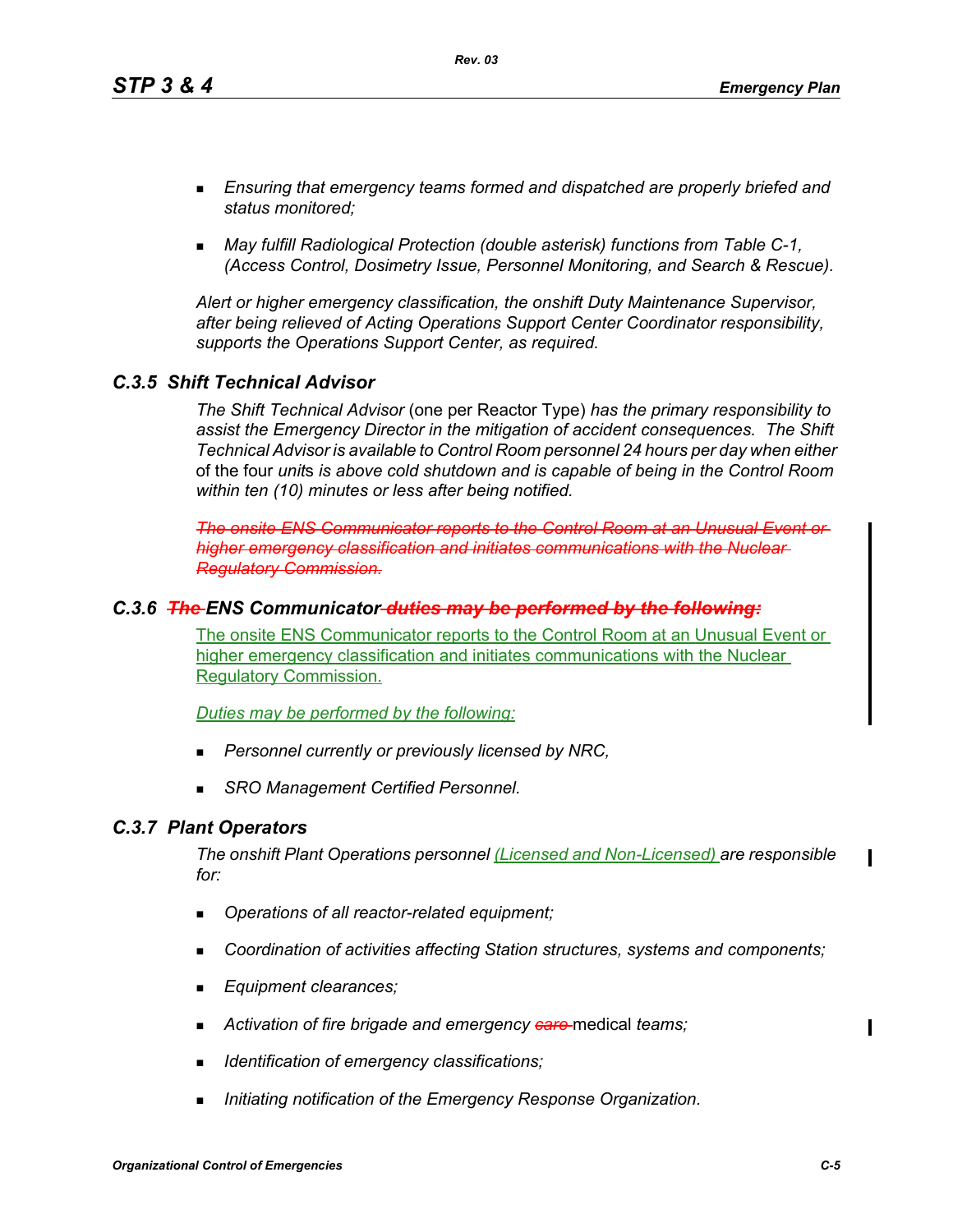- *Ensuring that emergency teams formed and dispatched are properly briefed and status monitored;*

- *May fulfill Radiological Protection (double asterisk) functions from Table C-1, (Access Control, Dosimetry Issue, Personnel Monitoring, and Search & Rescue).*

*Alert or higher emergency classification, the onshift Duty Maintenance Supervisor, after being relieved of Acting Operations Support Center Coordinator responsibility, supports the Operations Support Center, as required.*

### C.3.5 Shift Technical Advisor

*The Shift Technical Advisor* (one per Reactor Type) *has the primary responsibility to assist the Emergency Director in the mitigation of accident consequences. The Shift Technical Advisor is available to Control Room personnel 24 hours per day when either* of the four *unit*s *is above cold shutdown and is capable of being in the Control Room within ten (10) minutes or less after being notified.*

~~*The onsite ENS Communicator reports to the Control Room at an Unusual Event or higher emergency classification and initiates communications with the Nuclear Regulatory Commission.*~~

### C.3.6 ~~The~~ ENS Communicator ~~duties may be performed by the following:~~

The onsite ENS Communicator reports to the Control Room at an Unusual Event or higher emergency classification and initiates communications with the Nuclear Regulatory Commission.

*Duties may be performed by the following:*

- *Personnel currently or previously licensed by NRC,*

- *SRO Management Certified Personnel.*

### C.3.7 Plant Operators

*The onshift Plant Operations personnel (Licensed and Non-Licensed) are responsible for:*

- *Operations of all reactor-related equipment;*

- *Coordination of activities affecting Station structures, systems and components;*

- *Equipment clearances;*

- *Activation of fire brigade and emergency ~~care~~* medical *teams;*

- *Identification of emergency classifications;*

- *Initiating notification of the Emergency Response Organization.*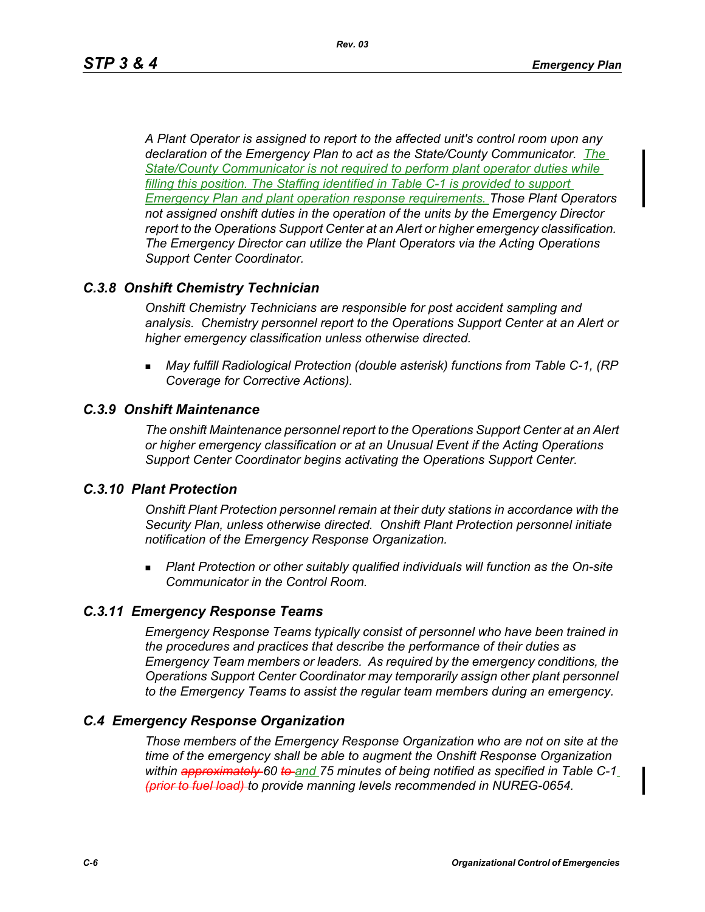*A Plant Operator is assigned to report to the affected unit's control room upon any declaration of the Emergency Plan to act as the State/County Communicator. The State/County Communicator is not required to perform plant operator duties while filling this position. The Staffing identified in Table C-1 is provided to support Emergency Plan and plant operation response requirements. Those Plant Operators not assigned onshift duties in the operation of the units by the Emergency Director report to the Operations Support Center at an Alert or higher emergency classification. The Emergency Director can utilize the Plant Operators via the Acting Operations Support Center Coordinator.*

### *C.3.8 Onshift Chemistry Technician*

*Onshift Chemistry Technicians are responsible for post accident sampling and analysis. Chemistry personnel report to the Operations Support Center at an Alert or higher emergency classification unless otherwise directed.*

- *May fulfill Radiological Protection (double asterisk) functions from Table C-1, (RP Coverage for Corrective Actions).*

### *C.3.9 Onshift Maintenance*

*The onshift Maintenance personnel report to the Operations Support Center at an Alert or higher emergency classification or at an Unusual Event if the Acting Operations Support Center Coordinator begins activating the Operations Support Center.*

### *C.3.10 Plant Protection*

*Onshift Plant Protection personnel remain at their duty stations in accordance with the Security Plan, unless otherwise directed. Onshift Plant Protection personnel initiate notification of the Emergency Response Organization.*

- *Plant Protection or other suitably qualified individuals will function as the On-site Communicator in the Control Room.*

### *C.3.11 Emergency Response Teams*

*Emergency Response Teams typically consist of personnel who have been trained in the procedures and practices that describe the performance of their duties as Emergency Team members or leaders. As required by the emergency conditions, the Operations Support Center Coordinator may temporarily assign other plant personnel to the Emergency Teams to assist the regular team members during an emergency.*

## *C.4 Emergency Response Organization*

*Those members of the Emergency Response Organization who are not on site at the time of the emergency shall be able to augment the Onshift Response Organization within ~~approximately~~ 60 ~~to~~ and 75 minutes of being notified as specified in Table C-1 ~~(prior to fuel load)~~ to provide manning levels recommended in NUREG-0654.*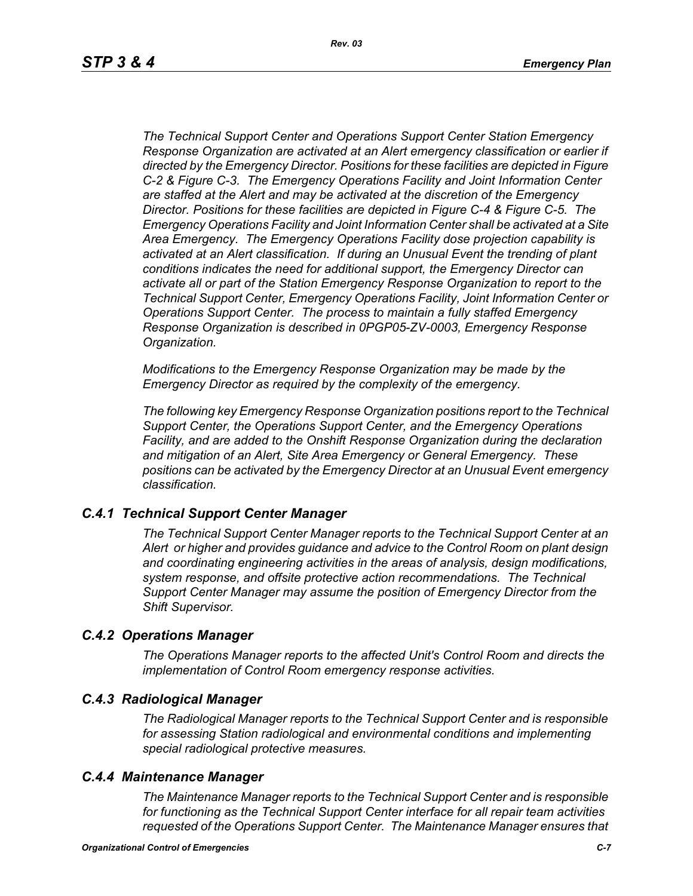*The Technical Support Center and Operations Support Center Station Emergency Response Organization are activated at an Alert emergency classification or earlier if directed by the Emergency Director. Positions for these facilities are depicted in Figure C-2 & Figure C-3. The Emergency Operations Facility and Joint Information Center are staffed at the Alert and may be activated at the discretion of the Emergency Director. Positions for these facilities are depicted in Figure C-4 & Figure C-5. The Emergency Operations Facility and Joint Information Center shall be activated at a Site Area Emergency. The Emergency Operations Facility dose projection capability is activated at an Alert classification. If during an Unusual Event the trending of plant conditions indicates the need for additional support, the Emergency Director can activate all or part of the Station Emergency Response Organization to report to the Technical Support Center, Emergency Operations Facility, Joint Information Center or Operations Support Center. The process to maintain a fully staffed Emergency Response Organization is described in 0PGP05-ZV-0003, Emergency Response Organization.*

*Modifications to the Emergency Response Organization may be made by the Emergency Director as required by the complexity of the emergency.*

*The following key Emergency Response Organization positions report to the Technical Support Center, the Operations Support Center, and the Emergency Operations Facility, and are added to the Onshift Response Organization during the declaration and mitigation of an Alert, Site Area Emergency or General Emergency. These positions can be activated by the Emergency Director at an Unusual Event emergency classification.*

### *C.4.1 Technical Support Center Manager*

*The Technical Support Center Manager reports to the Technical Support Center at an Alert or higher and provides guidance and advice to the Control Room on plant design and coordinating engineering activities in the areas of analysis, design modifications, system response, and offsite protective action recommendations. The Technical Support Center Manager may assume the position of Emergency Director from the Shift Supervisor.*

### *C.4.2 Operations Manager*

*The Operations Manager reports to the affected Unit's Control Room and directs the implementation of Control Room emergency response activities.*

### *C.4.3 Radiological Manager*

*The Radiological Manager reports to the Technical Support Center and is responsible for assessing Station radiological and environmental conditions and implementing special radiological protective measures.*

### *C.4.4 Maintenance Manager*

*The Maintenance Manager reports to the Technical Support Center and is responsible for functioning as the Technical Support Center interface for all repair team activities requested of the Operations Support Center. The Maintenance Manager ensures that*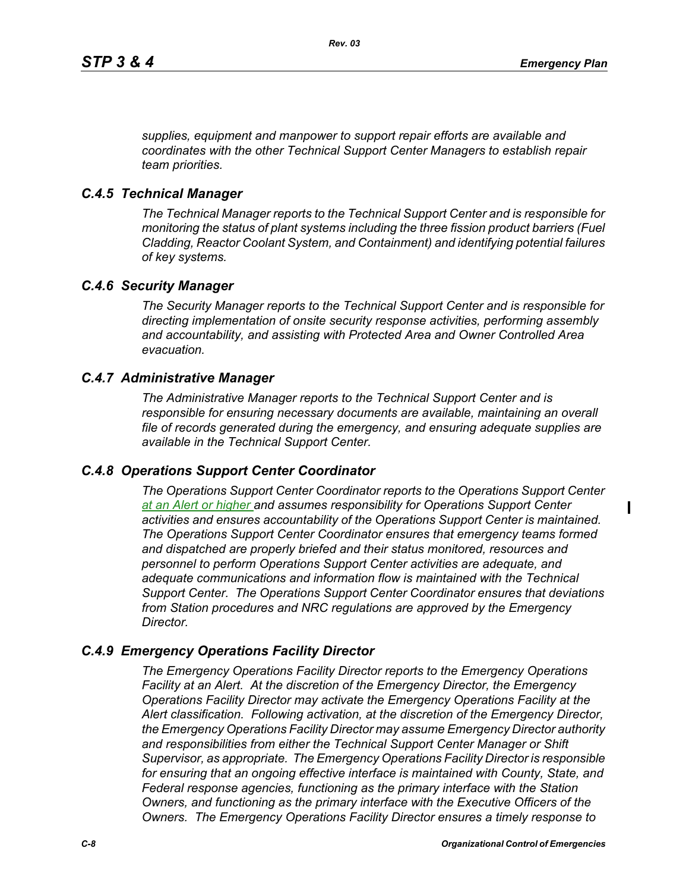*supplies, equipment and manpower to support repair efforts are available and coordinates with the other Technical Support Center Managers to establish repair team priorities.*

### *C.4.5 Technical Manager*

*The Technical Manager reports to the Technical Support Center and is responsible for monitoring the status of plant systems including the three fission product barriers (Fuel Cladding, Reactor Coolant System, and Containment) and identifying potential failures of key systems.*

### *C.4.6 Security Manager*

*The Security Manager reports to the Technical Support Center and is responsible for directing implementation of onsite security response activities, performing assembly and accountability, and assisting with Protected Area and Owner Controlled Area evacuation.*

### *C.4.7 Administrative Manager*

*The Administrative Manager reports to the Technical Support Center and is responsible for ensuring necessary documents are available, maintaining an overall file of records generated during the emergency, and ensuring adequate supplies are available in the Technical Support Center.*

### *C.4.8 Operations Support Center Coordinator*

*The Operations Support Center Coordinator reports to the Operations Support Center at an Alert or higher and assumes responsibility for Operations Support Center activities and ensures accountability of the Operations Support Center is maintained. The Operations Support Center Coordinator ensures that emergency teams formed and dispatched are properly briefed and their status monitored, resources and personnel to perform Operations Support Center activities are adequate, and adequate communications and information flow is maintained with the Technical Support Center. The Operations Support Center Coordinator ensures that deviations from Station procedures and NRC regulations are approved by the Emergency Director.*

### *C.4.9 Emergency Operations Facility Director*

*The Emergency Operations Facility Director reports to the Emergency Operations Facility at an Alert. At the discretion of the Emergency Director, the Emergency Operations Facility Director may activate the Emergency Operations Facility at the Alert classification. Following activation, at the discretion of the Emergency Director, the Emergency Operations Facility Director may assume Emergency Director authority and responsibilities from either the Technical Support Center Manager or Shift Supervisor, as appropriate. The Emergency Operations Facility Director is responsible for ensuring that an ongoing effective interface is maintained with County, State, and Federal response agencies, functioning as the primary interface with the Station Owners, and functioning as the primary interface with the Executive Officers of the Owners. The Emergency Operations Facility Director ensures a timely response to*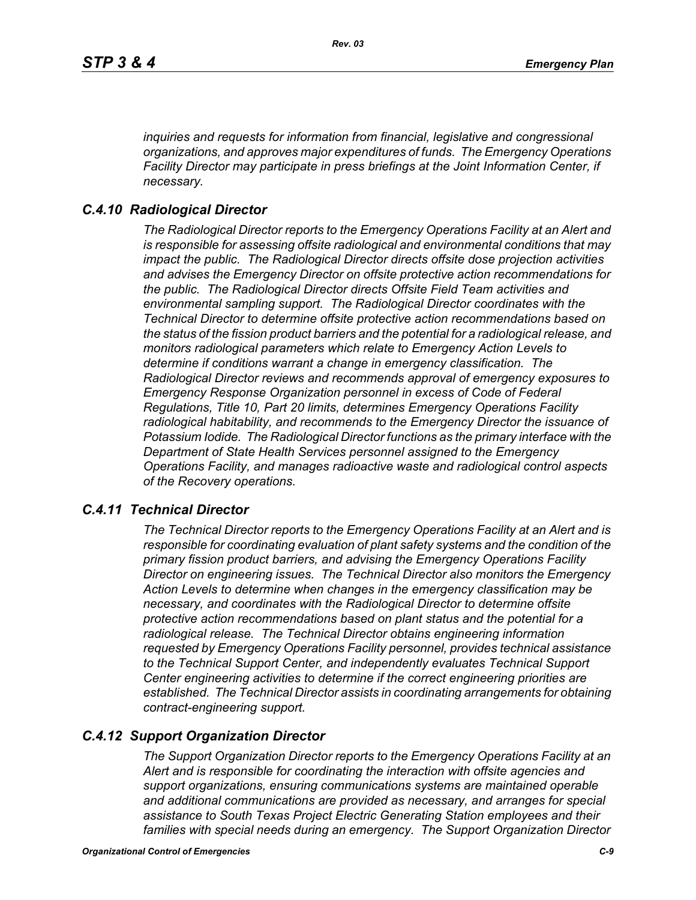*inquiries and requests for information from financial, legislative and congressional organizations, and approves major expenditures of funds. The Emergency Operations Facility Director may participate in press briefings at the Joint Information Center, if necessary.*

## *C.4.10 Radiological Director*

*The Radiological Director reports to the Emergency Operations Facility at an Alert and is responsible for assessing offsite radiological and environmental conditions that may impact the public. The Radiological Director directs offsite dose projection activities and advises the Emergency Director on offsite protective action recommendations for the public. The Radiological Director directs Offsite Field Team activities and environmental sampling support. The Radiological Director coordinates with the Technical Director to determine offsite protective action recommendations based on the status of the fission product barriers and the potential for a radiological release, and monitors radiological parameters which relate to Emergency Action Levels to determine if conditions warrant a change in emergency classification. The Radiological Director reviews and recommends approval of emergency exposures to Emergency Response Organization personnel in excess of Code of Federal Regulations, Title 10, Part 20 limits, determines Emergency Operations Facility radiological habitability, and recommends to the Emergency Director the issuance of Potassium Iodide. The Radiological Director functions as the primary interface with the Department of State Health Services personnel assigned to the Emergency Operations Facility, and manages radioactive waste and radiological control aspects of the Recovery operations.*

## *C.4.11 Technical Director*

*The Technical Director reports to the Emergency Operations Facility at an Alert and is responsible for coordinating evaluation of plant safety systems and the condition of the primary fission product barriers, and advising the Emergency Operations Facility Director on engineering issues. The Technical Director also monitors the Emergency Action Levels to determine when changes in the emergency classification may be necessary, and coordinates with the Radiological Director to determine offsite protective action recommendations based on plant status and the potential for a radiological release. The Technical Director obtains engineering information requested by Emergency Operations Facility personnel, provides technical assistance to the Technical Support Center, and independently evaluates Technical Support Center engineering activities to determine if the correct engineering priorities are established. The Technical Director assists in coordinating arrangements for obtaining contract-engineering support.*

## *C.4.12 Support Organization Director*

*The Support Organization Director reports to the Emergency Operations Facility at an Alert and is responsible for coordinating the interaction with offsite agencies and support organizations, ensuring communications systems are maintained operable and additional communications are provided as necessary, and arranges for special assistance to South Texas Project Electric Generating Station employees and their families with special needs during an emergency. The Support Organization Director*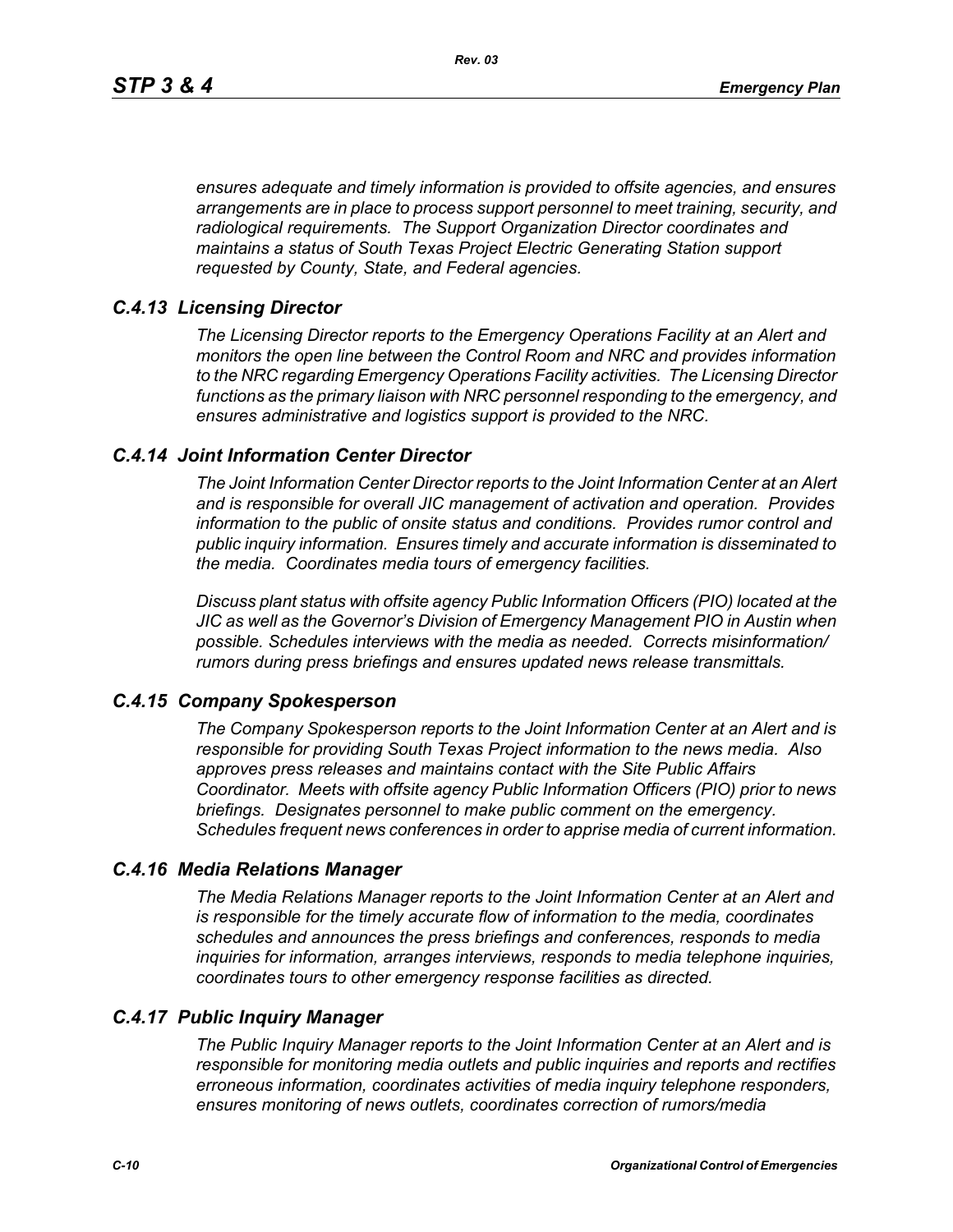*ensures adequate and timely information is provided to offsite agencies, and ensures arrangements are in place to process support personnel to meet training, security, and radiological requirements. The Support Organization Director coordinates and maintains a status of South Texas Project Electric Generating Station support requested by County, State, and Federal agencies.*

### *C.4.13 Licensing Director*

*The Licensing Director reports to the Emergency Operations Facility at an Alert and monitors the open line between the Control Room and NRC and provides information to the NRC regarding Emergency Operations Facility activities. The Licensing Director functions as the primary liaison with NRC personnel responding to the emergency, and ensures administrative and logistics support is provided to the NRC.*

### *C.4.14 Joint Information Center Director*

*The Joint Information Center Director reports to the Joint Information Center at an Alert and is responsible for overall JIC management of activation and operation. Provides information to the public of onsite status and conditions. Provides rumor control and public inquiry information. Ensures timely and accurate information is disseminated to the media. Coordinates media tours of emergency facilities.*

*Discuss plant status with offsite agency Public Information Officers (PIO) located at the JIC as well as the Governor's Division of Emergency Management PIO in Austin when possible. Schedules interviews with the media as needed. Corrects misinformation/ rumors during press briefings and ensures updated news release transmittals.*

### *C.4.15 Company Spokesperson*

*The Company Spokesperson reports to the Joint Information Center at an Alert and is responsible for providing South Texas Project information to the news media. Also approves press releases and maintains contact with the Site Public Affairs Coordinator. Meets with offsite agency Public Information Officers (PIO) prior to news briefings. Designates personnel to make public comment on the emergency. Schedules frequent news conferences in order to apprise media of current information.*

### *C.4.16 Media Relations Manager*

*The Media Relations Manager reports to the Joint Information Center at an Alert and is responsible for the timely accurate flow of information to the media, coordinates schedules and announces the press briefings and conferences, responds to media inquiries for information, arranges interviews, responds to media telephone inquiries, coordinates tours to other emergency response facilities as directed.*

### *C.4.17 Public Inquiry Manager*

*The Public Inquiry Manager reports to the Joint Information Center at an Alert and is responsible for monitoring media outlets and public inquiries and reports and rectifies erroneous information, coordinates activities of media inquiry telephone responders, ensures monitoring of news outlets, coordinates correction of rumors/media*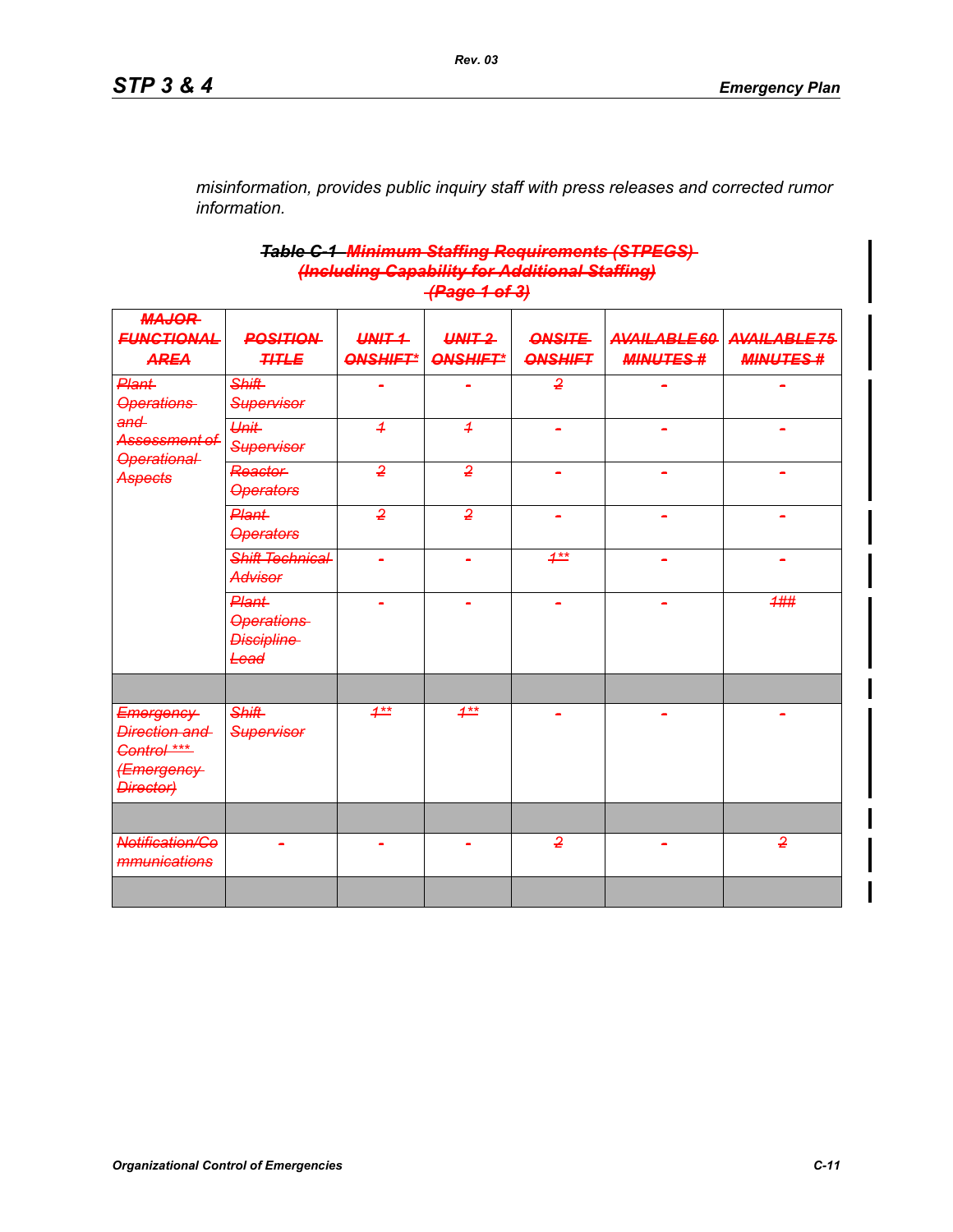*misinformation, provides public inquiry staff with press releases and corrected rumor information.*

**~~Table C-1 Minimum Staffing Requirements (STPEGS)~~**
**~~(Including Capability for Additional Staffing)~~**
**~~(Page 1 of 3)~~**

| ~~MAJOR FUNCTIONAL AREA~~ | ~~POSITION TITLE~~ | ~~UNIT 1 ONSHIFT*~~ | ~~UNIT 2 ONSHIFT*~~ | ~~ONSITE ONSHIFT~~ | ~~AVAILABLE 60 MINUTES #~~ | ~~AVAILABLE 75 MINUTES #~~ |
|---|---|---|---|---|---|---|
| ~~Plant Operations and Assessment of Operational Aspects~~ | ~~Shift Supervisor~~ | ~~-~~ | ~~-~~ | ~~2~~ | ~~-~~ | ~~-~~ |
| | ~~Unit Supervisor~~ | ~~1~~ | ~~1~~ | ~~-~~ | ~~-~~ | ~~-~~ |
| | ~~Reactor Operators~~ | ~~2~~ | ~~2~~ | ~~-~~ | ~~-~~ | ~~-~~ |
| | ~~Plant Operators~~ | ~~2~~ | ~~2~~ | ~~-~~ | ~~-~~ | ~~-~~ |
| | ~~Shift Technical Advisor~~ | ~~-~~ | ~~-~~ | ~~1**~~ | ~~-~~ | ~~-~~ |
| | ~~Plant Operations Discipline Lead~~ | ~~-~~ | ~~-~~ | ~~-~~ | ~~-~~ | ~~1##~~ |
| | | | | | | |
| ~~Emergency Direction and Control *** (Emergency Director)~~ | ~~Shift Supervisor~~ | ~~1**~~ | ~~1**~~ | ~~-~~ | ~~-~~ | ~~-~~ |
| | | | | | | |
| ~~Notification/Communications~~ | ~~-~~ | ~~-~~ | ~~-~~ | ~~2~~ | ~~-~~ | ~~2~~ |
| | | | | | | |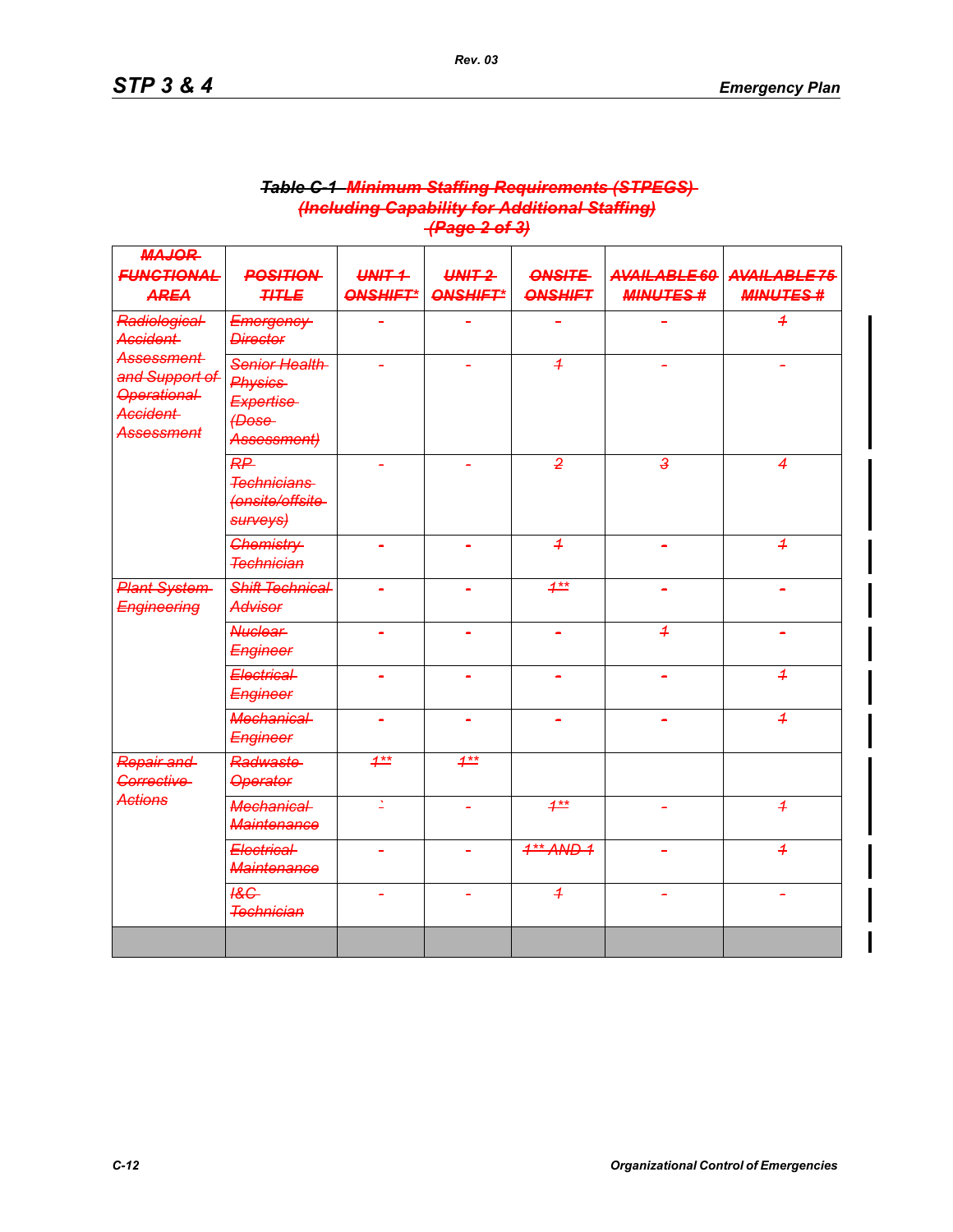**Table C-1 Minimum Staffing Requirements (STPEGS) (Including Capability for Additional Staffing) (Page 2 of 3)**

| MAJOR FUNCTIONAL AREA | POSITION TITLE | UNIT 1 ONSHIFT* | UNIT 2 ONSHIFT* | ONSITE ONSHIFT | AVAILABLE 60 MINUTES # | AVAILABLE 75 MINUTES # |
|---|---|---|---|---|---|---|
| Radiological Accident Assessment and Support of Operational Accident Assessment | Emergency Director | - | - | - | - | 1 |
| | Senior Health Physics Expertise (Dose Assessment) | - | - | 1 | - | - |
| | RP Technicians (onsite/offsite surveys) | - | - | 2 | 3 | 4 |
| | Chemistry Technician | - | - | 1 | - | 1 |
| Plant System Engineering | Shift Technical Advisor | - | - | 1** | - | - |
| | Nuclear Engineer | - | - | - | 1 | - |
| | Electrical Engineer | - | - | - | - | 1 |
| | Mechanical Engineer | - | - | - | - | 1 |
| Repair and Corrective Actions | Radwaste Operator | 1** | 1** | | | |
| | Mechanical Maintenance | ` | - | 1** | - | 1 |
| | Electrical Maintenance | - | - | 1** AND 1 | - | 1 |
| | I&C Technician | - | - | 1 | - | - |
| | | | | | | |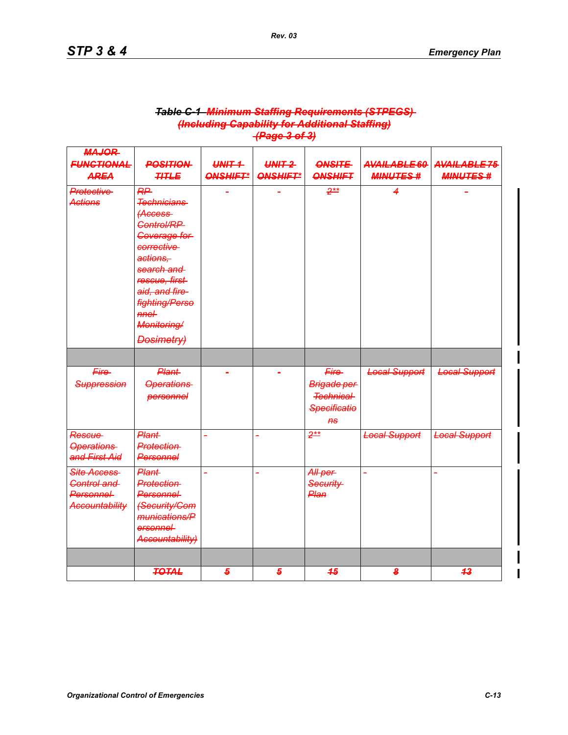**~~Table C-1 Minimum Staffing Requirements (STPEGS)~~**
**~~(Including Capability for Additional Staffing)~~**
**~~(Page 3 of 3)~~**

| ~~MAJOR FUNCTIONAL AREA~~ | ~~POSITION TITLE~~ | ~~UNIT 1 ONSHIFT*~~ | ~~UNIT 2 ONSHIFT*~~ | ~~ONSITE ONSHIFT~~ | ~~AVAILABLE 60 MINUTES #~~ | ~~AVAILABLE 75 MINUTES #~~ |
|---|---|---|---|---|---|---|
| ~~Protective Actions~~ | ~~RP Technicians (Access Control/RP Coverage for corrective actions, search and rescue, first aid, and fire fighting/Personnel Monitoring/ Dosimetry)~~ | ~~-~~ | ~~-~~ | ~~2**~~ | ~~4~~ | ~~-~~ |
| | | | | | | |
| ~~Fire Suppression~~ | ~~Plant Operations personnel~~ | ~~-~~ | ~~-~~ | ~~Fire Brigade per Technical Specifications~~ | ~~Local Support~~ | ~~Local Support~~ |
| ~~Rescue Operations and First Aid~~ | ~~Plant Protection Personnel~~ | ~~-~~ | ~~-~~ | ~~2**~~ | ~~Local Support~~ | ~~Local Support~~ |
| ~~Site Access Control and Personnel Accountability~~ | ~~Plant Protection Personnel (Security/Communications/Personnel Accountability)~~ | ~~-~~ | ~~-~~ | ~~All per Security Plan~~ | ~~-~~ | ~~-~~ |
| | | | | | | |
| | ~~TOTAL~~ | ~~5~~ | ~~5~~ | ~~15~~ | ~~8~~ | ~~13~~ |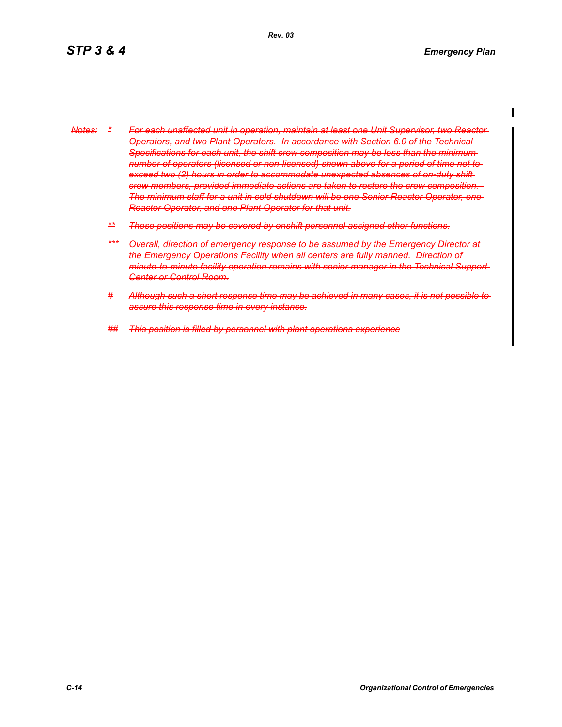~~Notes: * For each unaffected unit in operation, maintain at least one Unit Supervisor, two Reactor Operators, and two Plant Operators. In accordance with Section 6.0 of the Technical Specifications for each unit, the shift crew composition may be less than the minimum number of operators (licensed or non-licensed) shown above for a period of time not to exceed two (2) hours in order to accommodate unexpected absences of on-duty shift crew members, provided immediate actions are taken to restore the crew composition. The minimum staff for a unit in cold shutdown will be one Senior Reactor Operator, one Reactor Operator, and one Plant Operator for that unit.~~

~~** These positions may be covered by onshift personnel assigned other functions.~~

~~*** Overall, direction of emergency response to be assumed by the Emergency Director at the Emergency Operations Facility when all centers are fully manned. Direction of minute-to-minute facility operation remains with senior manager in the Technical Support Center or Control Room.~~

~~# Although such a short response time may be achieved in many cases, it is not possible to assure this response time in every instance.~~

~~## This position is filled by personnel with plant operations experience~~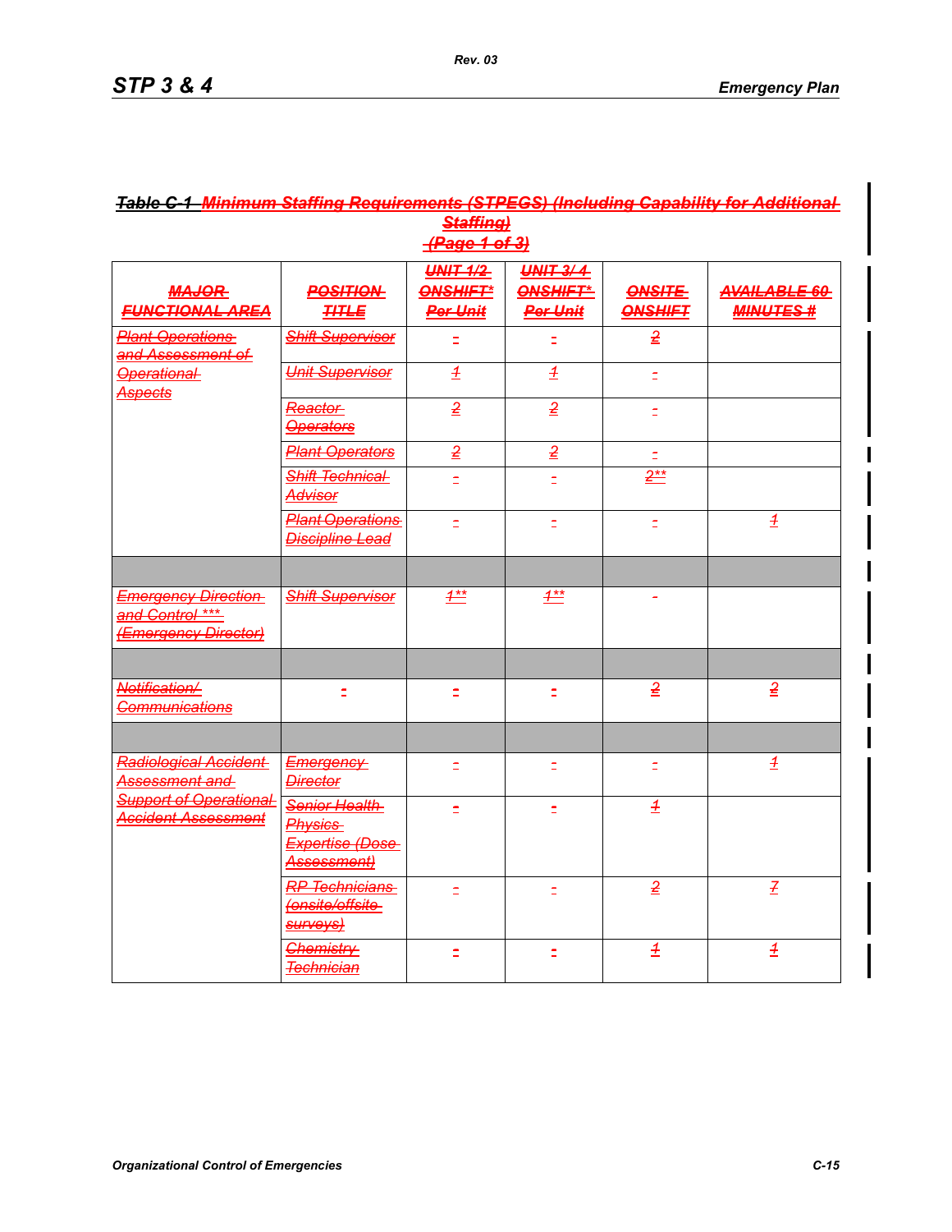**Table C-1 Minimum Staffing Requirements (STPEGS) (Including Capability for Additional Staffing)**
**(Page 1 of 3)**

| MAJOR FUNCTIONAL AREA | POSITION TITLE | UNIT 1/2 ONSHIFT* Per Unit | UNIT 3/ 4 ONSHIFT* Per Unit | ONSITE ONSHIFT | AVAILABLE 60 MINUTES # |
|---|---|---|---|---|---|
| Plant Operations and Assessment of Operational Aspects | Shift Supervisor | - | - | 2 | |
| | Unit Supervisor | 1 | 1 | - | |
| | Reactor Operators | 2 | 2 | - | |
| | Plant Operators | 2 | 2 | - | |
| | Shift Technical Advisor | - | - | 2** | |
| | Plant Operations Discipline Lead | - | - | - | 1 |
| | | | | | |
| Emergency Direction and Control *** (Emergency Director) | Shift Supervisor | 1** | 1** | - | |
| | | | | | |
| Notification/ Communications | - | - | - | 2 | 2 |
| | | | | | |
| Radiological Accident Assessment and Support of Operational Accident Assessment | Emergency Director | - | - | - | 1 |
| | Senior Health Physics Expertise (Dose Assessment) | - | - | 1 | |
| | RP Technicians (onsite/offsite surveys) | - | - | 2 | 7 |
| | Chemistry Technician | - | - | 1 | 1 |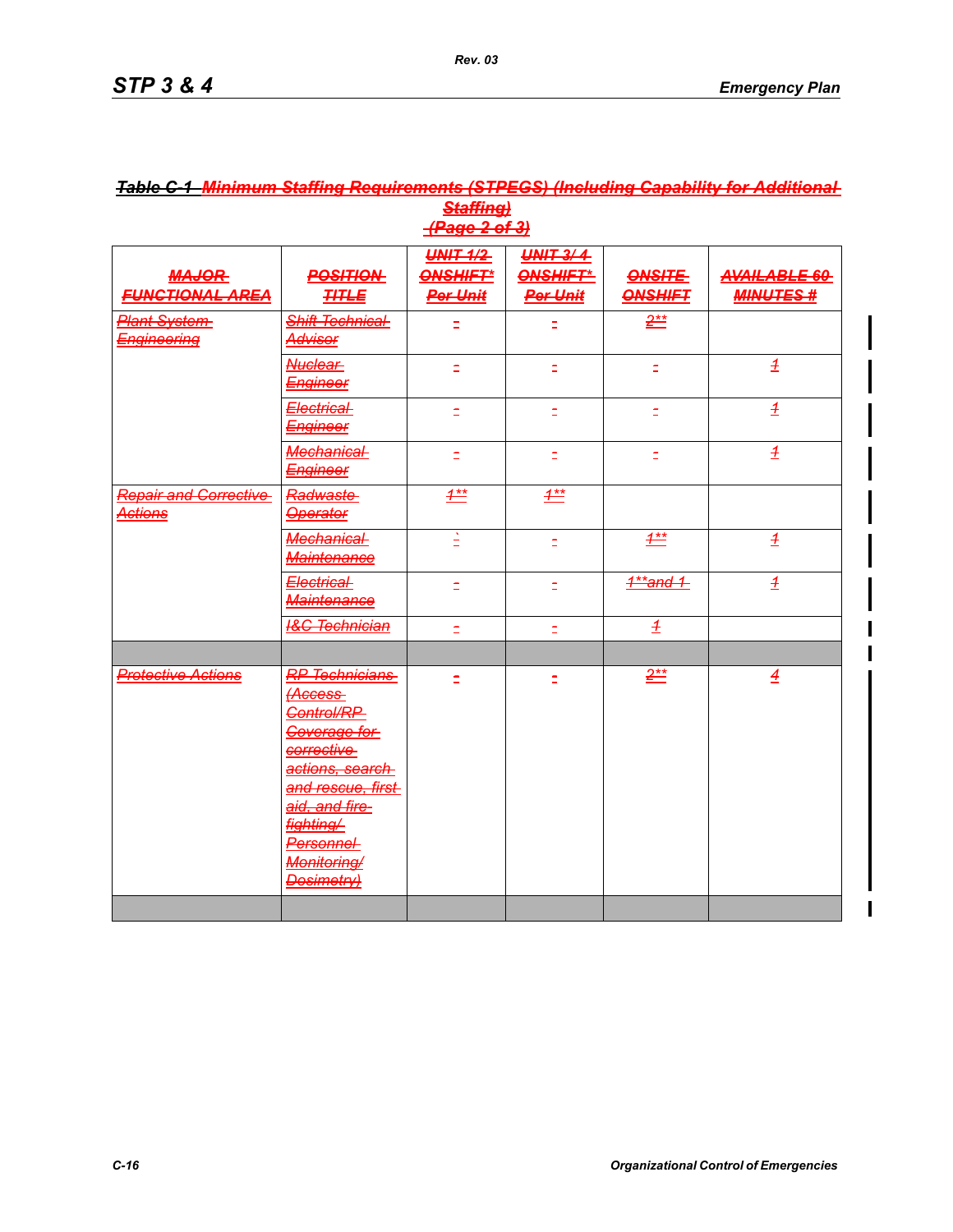***Table C-1 Minimum Staffing Requirements (STPEGS) (Including Capability for Additional Staffing)***
***(Page 2 of 3)***

| MAJOR FUNCTIONAL AREA | POSITION TITLE | UNIT 1/2 ONSHIFT* Per Unit | UNIT 3/ 4 ONSHIFT* Per Unit | ONSITE ONSHIFT | AVAILABLE 60 MINUTES # |
|---|---|---|---|---|---|
| Plant System Engineering | Shift Technical Advisor | - | - | 2** | |
| | Nuclear Engineer | - | - | - | 1 |
| | Electrical Engineer | - | - | - | 1 |
| | Mechanical Engineer | - | - | - | 1 |
| Repair and Corrective Actions | Radwaste Operator | 1** | 1** | | |
| | Mechanical Maintenance | ` | - | 1** | 1 |
| | Electrical Maintenance | - | - | 1**and 1 | 1 |
| | I&C Technician | - | - | 1 | |
| | | | | | |
| Protective Actions | RP Technicians (Access Control/RP Coverage for corrective actions, search and rescue, first aid, and fire fighting/ Personnel Monitoring/ Dosimetry) | - | - | 2** | 4 |
| | | | | | |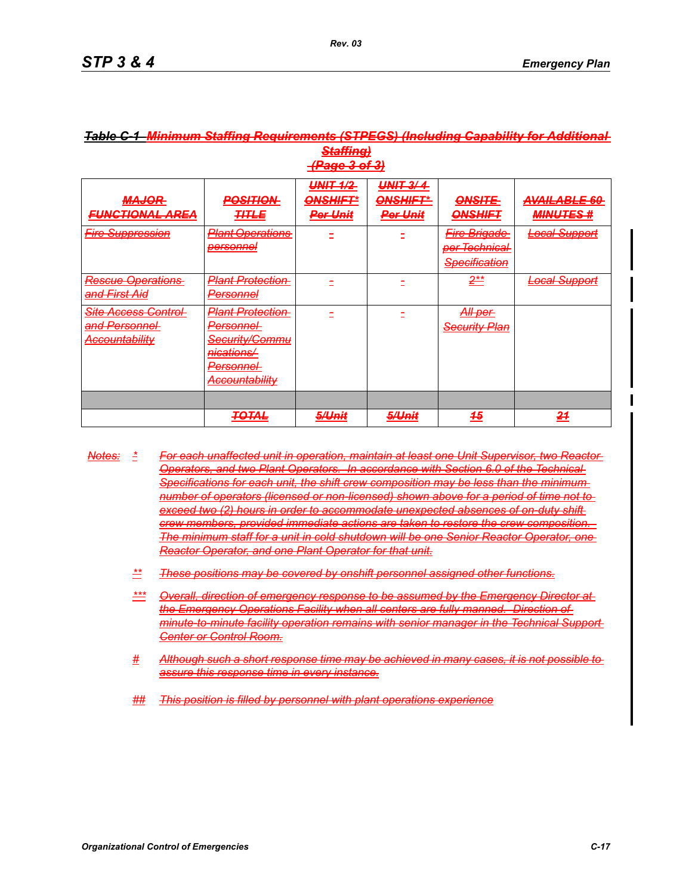***Table C-1 Minimum Staffing Requirements (STPEGS) (Including Capability for Additional Staffing)***
***(Page 3 of 3)***

| MAJOR FUNCTIONAL AREA | POSITION TITLE | UNIT 1/2 ONSHIFT* Per Unit | UNIT 3/ 4 ONSHIFT* Per Unit | ONSITE ONSHIFT | AVAILABLE 60 MINUTES # |
|---|---|---|---|---|---|
| Fire Suppression | Plant Operations personnel | - | - | Fire Brigade per Technical Specification | Local Support |
| Rescue Operations and First Aid | Plant Protection Personnel | - | - | 2** | Local Support |
| Site Access Control and Personnel Accountability | Plant Protection Personnel Security/Communications/ Personnel Accountability | - | - | All per Security Plan | |
| | | | | | |
| | TOTAL | 5/Unit | 5/Unit | 15 | 21 |

*Notes:* \* For each unaffected unit in operation, maintain at least one Unit Supervisor, two Reactor Operators, and two Plant Operators. In accordance with Section 6.0 of the Technical Specifications for each unit, the shift crew composition may be less than the minimum number of operators (licensed or non-licensed) shown above for a period of time not to exceed two (2) hours in order to accommodate unexpected absences of on-duty shift crew members, provided immediate actions are taken to restore the crew composition. The minimum staff for a unit in cold shutdown will be one Senior Reactor Operator, one Reactor Operator, and one Plant Operator for that unit.

\*\* These positions may be covered by onshift personnel assigned other functions.

\*\*\* Overall, direction of emergency response to be assumed by the Emergency Director at the Emergency Operations Facility when all centers are fully manned. Direction of minute-to-minute facility operation remains with senior manager in the Technical Support Center or Control Room.

\# Although such a short response time may be achieved in many cases, it is not possible to assure this response time in every instance.

\## This position is filled by personnel with plant operations experience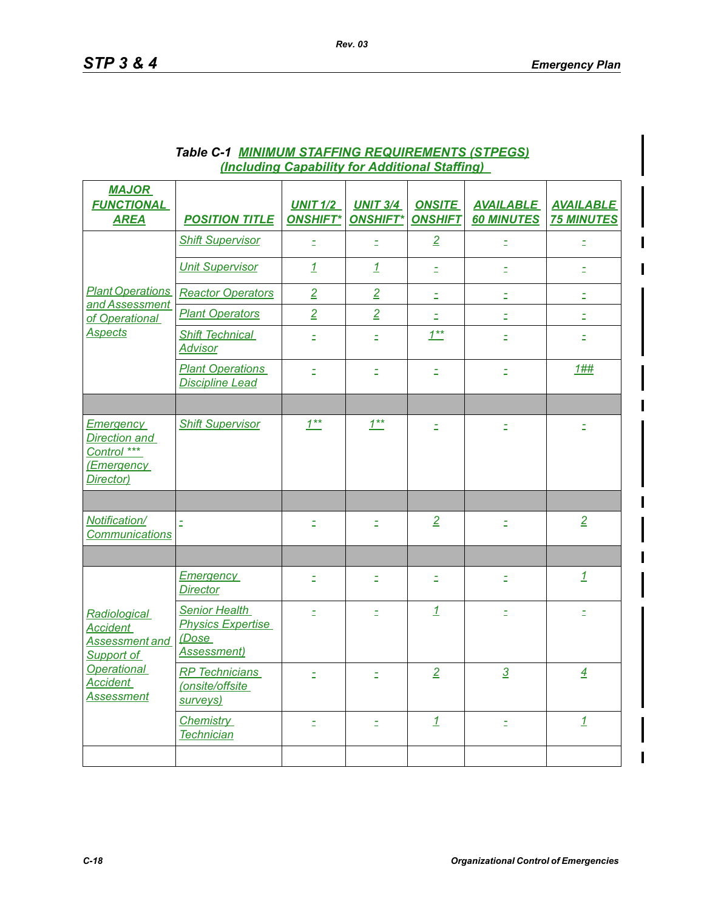Table C-1 MINIMUM STAFFING REQUIREMENTS (STPEGS) (Including Capability for Additional Staffing)

| MAJOR FUNCTIONAL AREA | POSITION TITLE | UNIT 1/2 ONSHIFT* | UNIT 3/4 ONSHIFT* | ONSITE ONSHIFT | AVAILABLE 60 MINUTES | AVAILABLE 75 MINUTES |
|---|---|---|---|---|---|---|
| Plant Operations and Assessment of Operational Aspects | Shift Supervisor | - | - | 2 | - | - |
| | Unit Supervisor | 1 | 1 | - | - | - |
| | Reactor Operators | 2 | 2 | - | - | - |
| | Plant Operators | 2 | 2 | - | - | - |
| | Shift Technical Advisor | - | - | 1** | - | - |
| | Plant Operations Discipline Lead | - | - | - | - | 1## |
| | | | | | | |
| Emergency Direction and Control *** (Emergency Director) | Shift Supervisor | 1** | 1** | - | - | - |
| | | | | | | |
| Notification/ Communications | - | - | - | 2 | - | 2 |
| | | | | | | |
| Radiological Accident Assessment and Support of Operational Accident Assessment | Emergency Director | - | - | - | - | 1 |
| | Senior Health Physics Expertise (Dose Assessment) | - | - | 1 | - | - |
| | RP Technicians (onsite/offsite surveys) | - | - | 2 | 3 | 4 |
| | Chemistry Technician | - | - | 1 | - | 1 |
| | | | | | | |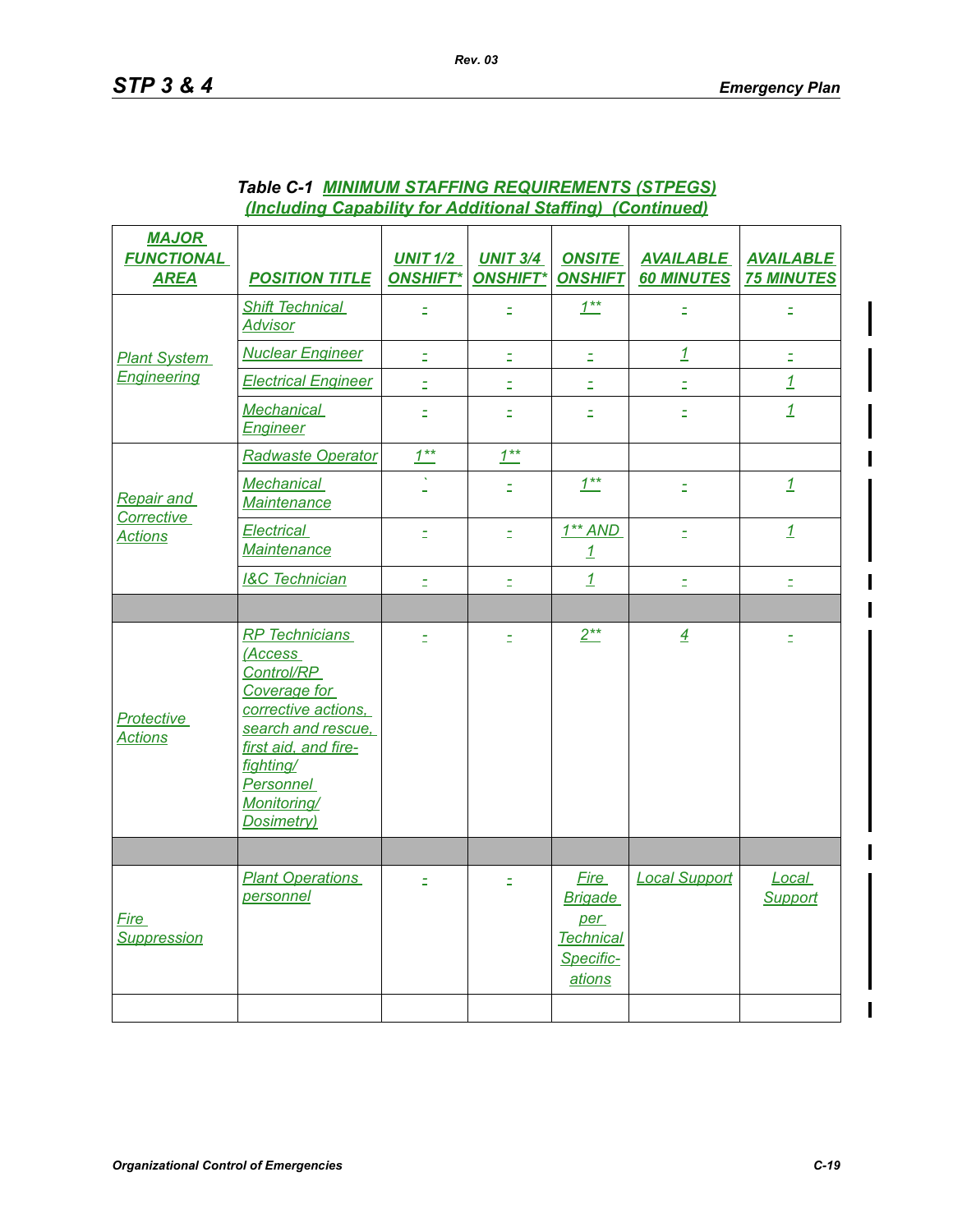**Table C-1 MINIMUM STAFFING REQUIREMENTS (STPEGS) (Including Capability for Additional Staffing) (Continued)**

| MAJOR FUNCTIONAL AREA | POSITION TITLE | UNIT 1/2 ONSHIFT* | UNIT 3/4 ONSHIFT* | ONSITE ONSHIFT | AVAILABLE 60 MINUTES | AVAILABLE 75 MINUTES |
|---|---|---|---|---|---|---|
| Plant System Engineering | Shift Technical Advisor | - | - | 1** | - | - |
| | Nuclear Engineer | - | - | - | 1 | - |
| | Electrical Engineer | - | - | - | - | 1 |
| | Mechanical Engineer | - | - | - | - | 1 |
| Repair and Corrective Actions | Radwaste Operator | 1** | 1** | | | |
| | Mechanical Maintenance | ` | - | 1** | - | 1 |
| | Electrical Maintenance | - | - | 1** AND 1 | - | 1 |
| | I&C Technician | - | - | 1 | - | - |
| | | | | | | |
| Protective Actions | RP Technicians (Access Control/RP Coverage for corrective actions, search and rescue, first aid, and fire-fighting/ Personnel Monitoring/ Dosimetry) | - | - | 2** | 4 | - |
| | | | | | | |
| Fire Suppression | Plant Operations personnel | - | - | Fire Brigade per Technical Specific-ations | Local Support | Local Support |
| | | | | | | |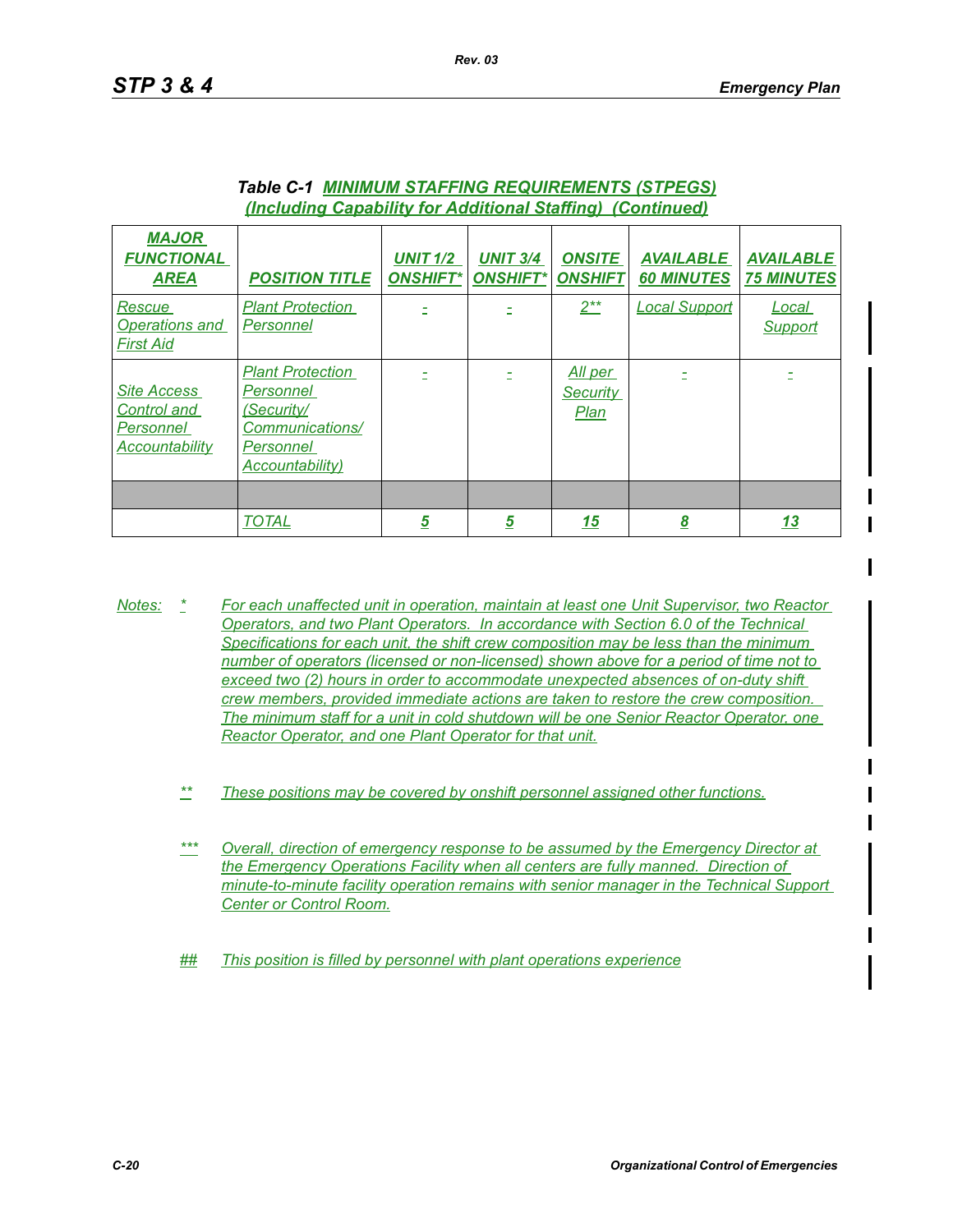**Table C-1 MINIMUM STAFFING REQUIREMENTS (STPEGS) (Including Capability for Additional Staffing) (Continued)**

| MAJOR FUNCTIONAL AREA | POSITION TITLE | UNIT 1/2 ONSHIFT* | UNIT 3/4 ONSHIFT* | ONSITE ONSHIFT | AVAILABLE 60 MINUTES | AVAILABLE 75 MINUTES |
|---|---|---|---|---|---|---|
| Rescue Operations and First Aid | Plant Protection Personnel | - | - | 2** | Local Support | Local Support |
| Site Access Control and Personnel Accountability | Plant Protection Personnel (Security/ Communications/ Personnel Accountability) | - | - | All per Security Plan | - | - |
| | | | | | | |
| | TOTAL | **5** | **5** | **15** | **8** | **13** |

Notes:

\* For each unaffected unit in operation, maintain at least one Unit Supervisor, two Reactor Operators, and two Plant Operators. In accordance with Section 6.0 of the Technical Specifications for each unit, the shift crew composition may be less than the minimum number of operators (licensed or non-licensed) shown above for a period of time not to exceed two (2) hours in order to accommodate unexpected absences of on-duty shift crew members, provided immediate actions are taken to restore the crew composition. The minimum staff for a unit in cold shutdown will be one Senior Reactor Operator, one Reactor Operator, and one Plant Operator for that unit.

\*\* These positions may be covered by onshift personnel assigned other functions.

\*\*\* Overall, direction of emergency response to be assumed by the Emergency Director at the Emergency Operations Facility when all centers are fully manned. Direction of minute-to-minute facility operation remains with senior manager in the Technical Support Center or Control Room.

## This position is filled by personnel with plant operations experience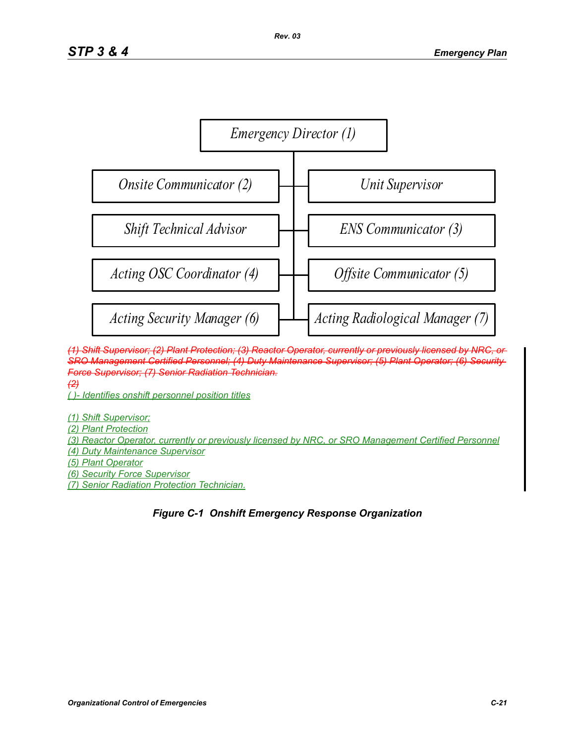Emergency Director (1)

| | |
|---|---|
| Onsite Communicator (2) | Unit Supervisor |
| Shift Technical Advisor | ENS Communicator (3) |
| Acting OSC Coordinator (4) | Offsite Communicator (5) |
| Acting Security Manager (6) | Acting Radiological Manager (7) |

~~(1) Shift Supervisor; (2) Plant Protection; (3) Reactor Operator, currently or previously licensed by NRC, or SRO Management Certified Personnel; (4) Duty Maintenance Supervisor; (5) Plant Operator; (6) Security Force Supervisor; (7) Senior Radiation Technician.~~

~~(2)~~

( )- Identifies onshift personnel position titles

(1) Shift Supervisor;
(2) Plant Protection
(3) Reactor Operator, currently or previously licensed by NRC, or SRO Management Certified Personnel
(4) Duty Maintenance Supervisor
(5) Plant Operator
(6) Security Force Supervisor
(7) Senior Radiation Protection Technician.

**Figure C-1 Onshift Emergency Response Organization**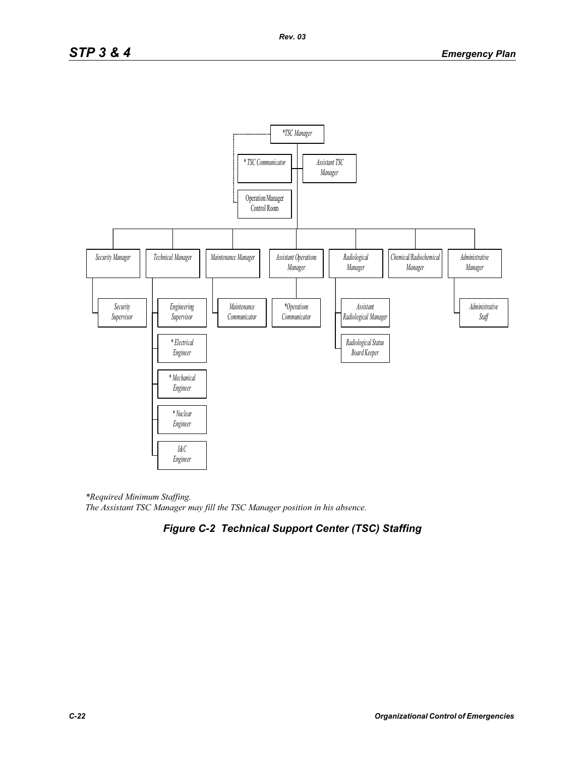*TSC Manager

* TSC Communicator

Assistant TSC Manager

Operation Manager Control Room

Security Manager

Technical Manager

Maintenance Manager

Assistant Operations Manager

Radiological Manager

Chemical/Radiochemical Manager

Administrative Manager

Security Supervisor

Engineering Supervisor

* Electrical Engineer

* Mechanical Engineer

* Nuclear Engineer

I&C Engineer

Maintenance Communicator

*Operations Communicator

Assistant Radiological Manager

Radiological Status Board Keeper

Administrative Staff

*\*Required Minimum Staffing.*
*The Assistant TSC Manager may fill the TSC Manager position in his absence.*

***Figure C-2 Technical Support Center (TSC) Staffing***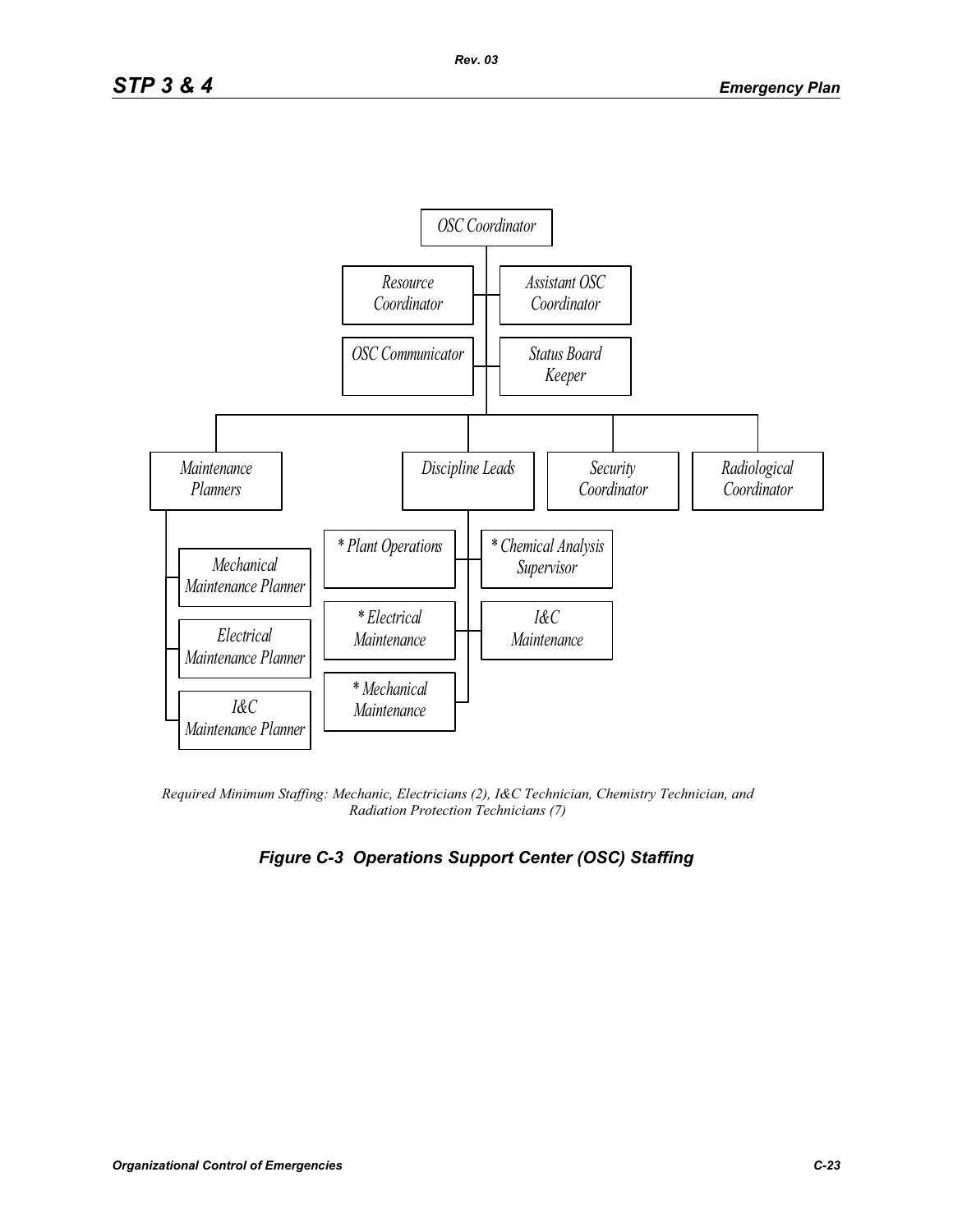OSC Coordinator

- Resource Coordinator
- Assistant OSC Coordinator
- OSC Communicator
- Status Board Keeper

- Maintenance Planners
  - Mechanical Maintenance Planner
  - Electrical Maintenance Planner
  - I&C Maintenance Planner
- Discipline Leads
  - * Plant Operations
  - * Chemical Analysis Supervisor
  - * Electrical Maintenance
  - I&C Maintenance
  - * Mechanical Maintenance
- Security Coordinator
- Radiological Coordinator

*Required Minimum Staffing: Mechanic, Electricians (2), I&C Technician, Chemistry Technician, and Radiation Protection Technicians (7)*

***Figure C-3 Operations Support Center (OSC) Staffing***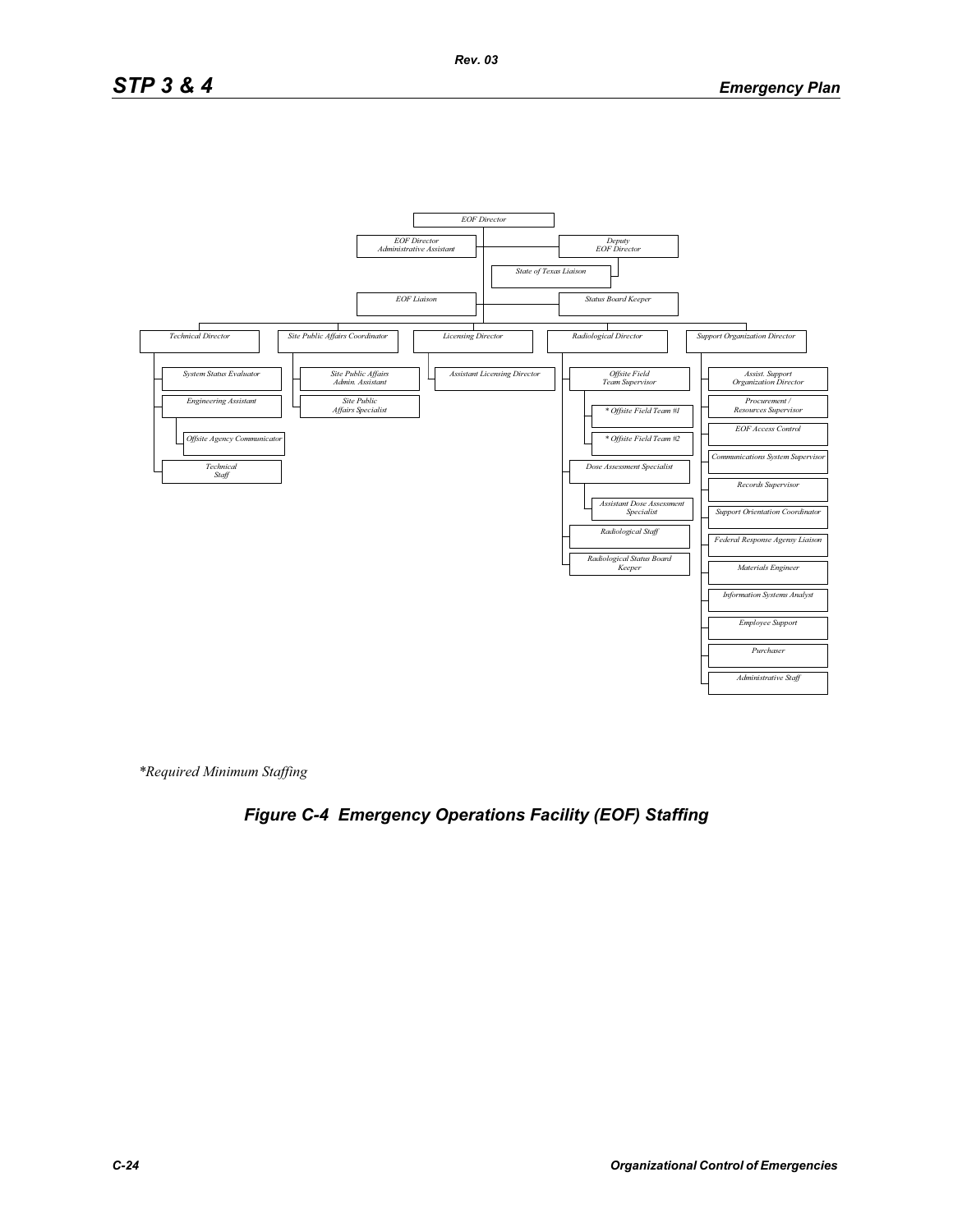- EOF Director
  - EOF Director Administrative Assistant
  - Deputy EOF Director
    - State of Texas Liaison
  - EOF Liaison
  - Status Board Keeper
  - Technical Director
    - System Status Evaluator
    - Engineering Assistant
      - Offsite Agency Communicator
    - Technical Staff
  - Site Public Affairs Coordinator
    - Site Public Affairs Admin. Assistant
    - Site Public Affairs Specialist
  - Licensing Director
    - Assistant Licensing Director
  - Radiological Director
    - Offsite Field Team Supervisor
      - * Offsite Field Team #1
      - * Offsite Field Team #2
    - Dose Assessment Specialist
      - Assistant Dose Assessment Specialist
    - Radiological Staff
    - Radiological Status Board Keeper
  - Support Organization Director
    - Assist. Support Organization Director
    - Procurement / Resources Supervisor
    - EOF Access Control
    - Communications System Supervisor
    - Records Supervisor
    - Support Orientation Coordinator
    - Federal Response Agency Liaison
    - Materials Engineer
    - Information Systems Analyst
    - Employee Support
    - Purchaser
    - Administrative Staff

*\*Required Minimum Staffing*

**Figure C-4 Emergency Operations Facility (EOF) Staffing**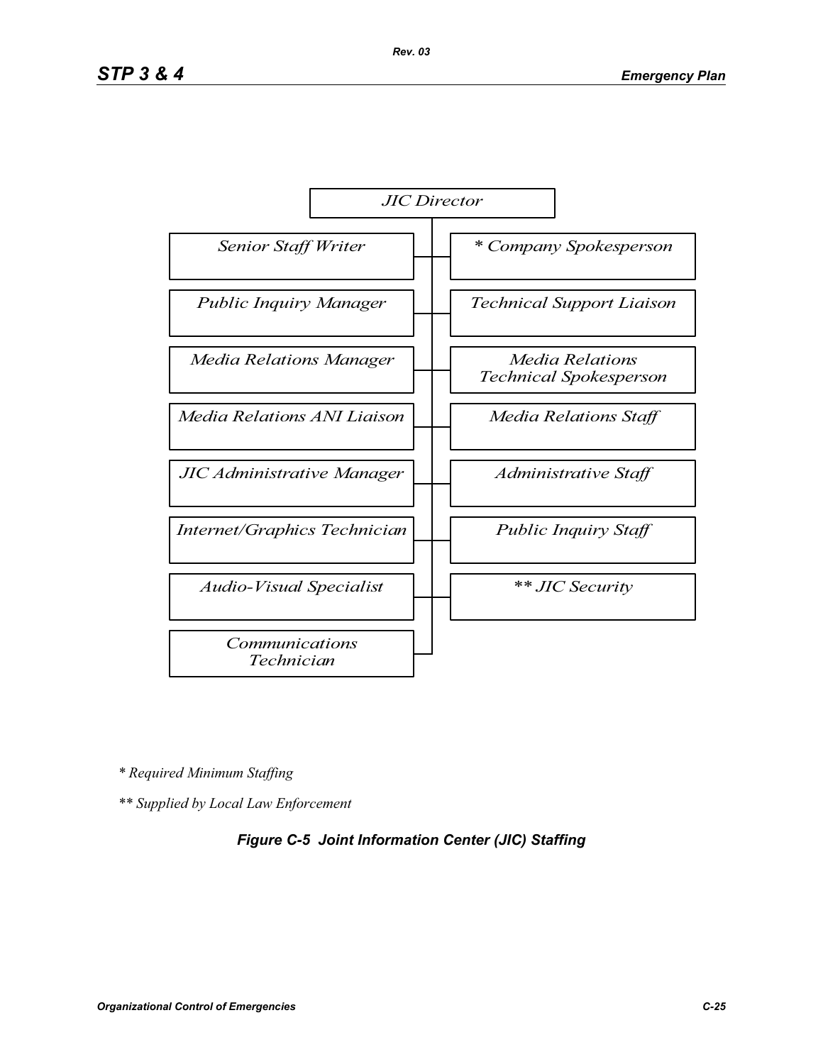JIC Director

- Senior Staff Writer
- Public Inquiry Manager
- Media Relations Manager
- Media Relations ANI Liaison
- JIC Administrative Manager
- Internet/Graphics Technician
- Audio-Visual Specialist
- Communications Technician
- * Company Spokesperson
- Technical Support Liaison
- Media Relations Technical Spokesperson
- Media Relations Staff
- Administrative Staff
- Public Inquiry Staff
- ** JIC Security

*\* Required Minimum Staffing*

*\*\* Supplied by Local Law Enforcement*

***Figure C-5 Joint Information Center (JIC) Staffing***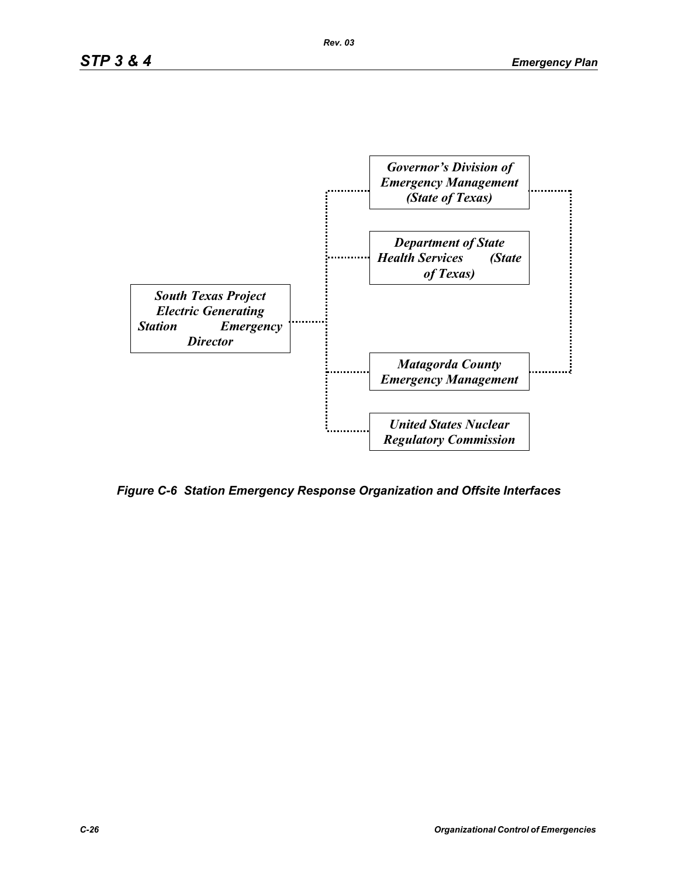South Texas Project Electric Generating Station Emergency Director

Governor's Division of Emergency Management (State of Texas)

Department of State Health Services (State of Texas)

Matagorda County Emergency Management

United States Nuclear Regulatory Commission

*Figure C-6 Station Emergency Response Organization and Offsite Interfaces*